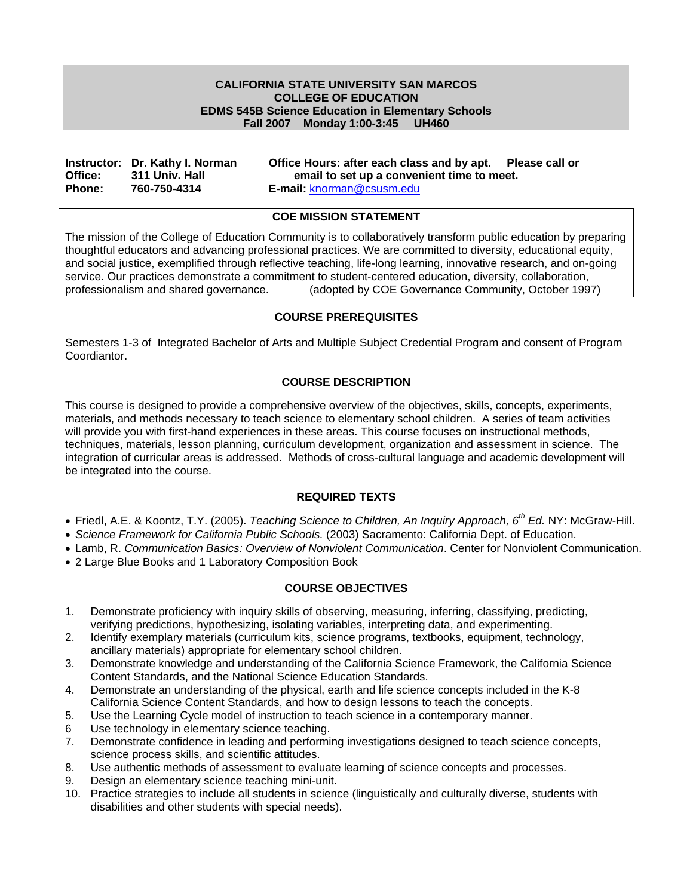**CALIFORNIA STATE UNIVERSITY SAN MARCOS**
**COLLEGE OF EDUCATION**
**EDMS 545B Science Education in Elementary Schools**
**Fall 2007 Monday 1:00-3:45 UH460**

**Instructor: Dr. Kathy I. Norman**
**Office: 311 Univ. Hall**
**Phone: 760-750-4314**

**Office Hours: after each class and by apt. Please call or email to set up a convenient time to meet.**
**E-mail:** knorman@csusm.edu

## COE MISSION STATEMENT

The mission of the College of Education Community is to collaboratively transform public education by preparing thoughtful educators and advancing professional practices. We are committed to diversity, educational equity, and social justice, exemplified through reflective teaching, life-long learning, innovative research, and on-going service. Our practices demonstrate a commitment to student-centered education, diversity, collaboration, professionalism and shared governance. (adopted by COE Governance Community, October 1997)

## COURSE PREREQUISITES

Semesters 1-3 of Integrated Bachelor of Arts and Multiple Subject Credential Program and consent of Program Coordiantor.

## COURSE DESCRIPTION

This course is designed to provide a comprehensive overview of the objectives, skills, concepts, experiments, materials, and methods necessary to teach science to elementary school children. A series of team activities will provide you with first-hand experiences in these areas. This course focuses on instructional methods, techniques, materials, lesson planning, curriculum development, organization and assessment in science. The integration of curricular areas is addressed. Methods of cross-cultural language and academic development will be integrated into the course.

## REQUIRED TEXTS

- Friedl, A.E. & Koontz, T.Y. (2005). *Teaching Science to Children, An Inquiry Approach, 6th Ed.* NY: McGraw-Hill.
- *Science Framework for California Public Schools.* (2003) Sacramento: California Dept. of Education.
- Lamb, R. *Communication Basics: Overview of Nonviolent Communication*. Center for Nonviolent Communication.
- 2 Large Blue Books and 1 Laboratory Composition Book

## COURSE OBJECTIVES

1. Demonstrate proficiency with inquiry skills of observing, measuring, inferring, classifying, predicting, verifying predictions, hypothesizing, isolating variables, interpreting data, and experimenting.
2. Identify exemplary materials (curriculum kits, science programs, textbooks, equipment, technology, ancillary materials) appropriate for elementary school children.
3. Demonstrate knowledge and understanding of the California Science Framework, the California Science Content Standards, and the National Science Education Standards.
4. Demonstrate an understanding of the physical, earth and life science concepts included in the K-8 California Science Content Standards, and how to design lessons to teach the concepts.
5. Use the Learning Cycle model of instruction to teach science in a contemporary manner.
6. Use technology in elementary science teaching.
7. Demonstrate confidence in leading and performing investigations designed to teach science concepts, science process skills, and scientific attitudes.
8. Use authentic methods of assessment to evaluate learning of science concepts and processes.
9. Design an elementary science teaching mini-unit.
10. Practice strategies to include all students in science (linguistically and culturally diverse, students with disabilities and other students with special needs).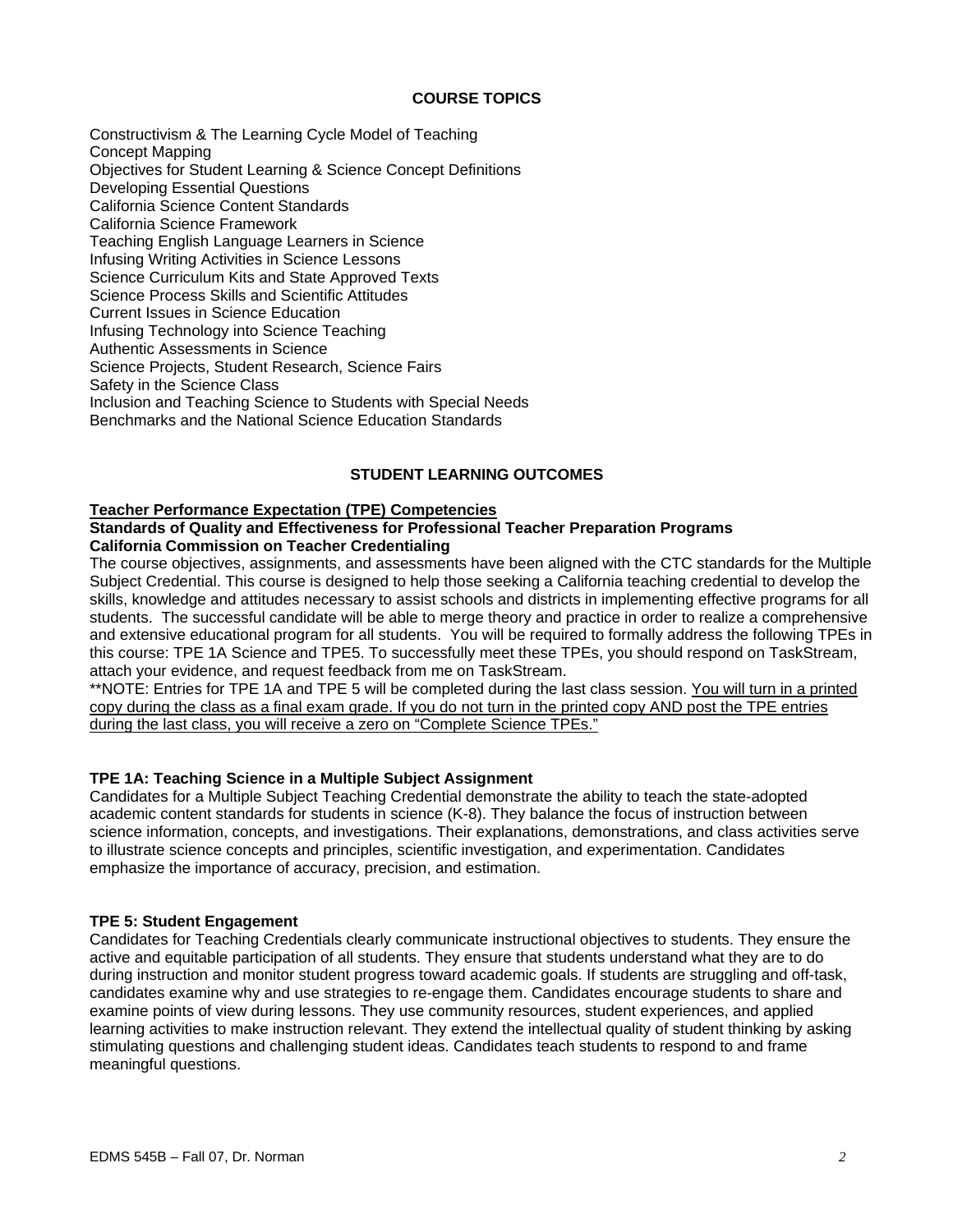## COURSE TOPICS

Constructivism & The Learning Cycle Model of Teaching
Concept Mapping
Objectives for Student Learning & Science Concept Definitions
Developing Essential Questions
California Science Content Standards
California Science Framework
Teaching English Language Learners in Science
Infusing Writing Activities in Science Lessons
Science Curriculum Kits and State Approved Texts
Science Process Skills and Scientific Attitudes
Current Issues in Science Education
Infusing Technology into Science Teaching
Authentic Assessments in Science
Science Projects, Student Research, Science Fairs
Safety in the Science Class
Inclusion and Teaching Science to Students with Special Needs
Benchmarks and the National Science Education Standards

## STUDENT LEARNING OUTCOMES

**Teacher Performance Expectation (TPE) Competencies**
**Standards of Quality and Effectiveness for Professional Teacher Preparation Programs**
**California Commission on Teacher Credentialing**

The course objectives, assignments, and assessments have been aligned with the CTC standards for the Multiple Subject Credential. This course is designed to help those seeking a California teaching credential to develop the skills, knowledge and attitudes necessary to assist schools and districts in implementing effective programs for all students. The successful candidate will be able to merge theory and practice in order to realize a comprehensive and extensive educational program for all students. You will be required to formally address the following TPEs in this course: TPE 1A Science and TPE5. To successfully meet these TPEs, you should respond on TaskStream, attach your evidence, and request feedback from me on TaskStream.

**NOTE: Entries for TPE 1A and TPE 5 will be completed during the last class session. You will turn in a printed copy during the class as a final exam grade. If you do not turn in the printed copy AND post the TPE entries during the last class, you will receive a zero on "Complete Science TPEs."

**TPE 1A: Teaching Science in a Multiple Subject Assignment**

Candidates for a Multiple Subject Teaching Credential demonstrate the ability to teach the state-adopted academic content standards for students in science (K-8). They balance the focus of instruction between science information, concepts, and investigations. Their explanations, demonstrations, and class activities serve to illustrate science concepts and principles, scientific investigation, and experimentation. Candidates emphasize the importance of accuracy, precision, and estimation.

**TPE 5: Student Engagement**

Candidates for Teaching Credentials clearly communicate instructional objectives to students. They ensure the active and equitable participation of all students. They ensure that students understand what they are to do during instruction and monitor student progress toward academic goals. If students are struggling and off-task, candidates examine why and use strategies to re-engage them. Candidates encourage students to share and examine points of view during lessons. They use community resources, student experiences, and applied learning activities to make instruction relevant. They extend the intellectual quality of student thinking by asking stimulating questions and challenging student ideas. Candidates teach students to respond to and frame meaningful questions.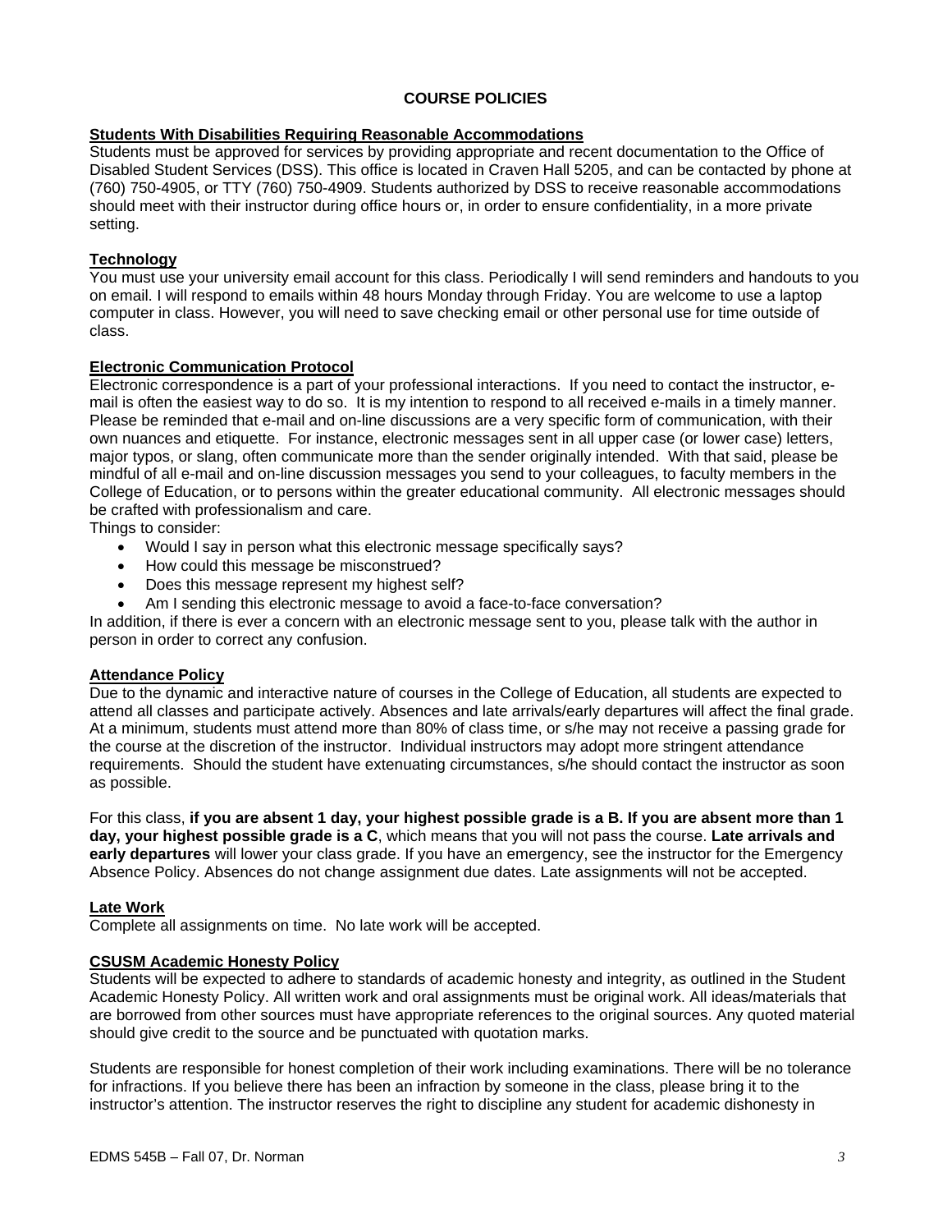# COURSE POLICIES

**Students With Disabilities Requiring Reasonable Accommodations**

Students must be approved for services by providing appropriate and recent documentation to the Office of Disabled Student Services (DSS). This office is located in Craven Hall 5205, and can be contacted by phone at (760) 750-4905, or TTY (760) 750-4909. Students authorized by DSS to receive reasonable accommodations should meet with their instructor during office hours or, in order to ensure confidentiality, in a more private setting.

**Technology**

You must use your university email account for this class. Periodically I will send reminders and handouts to you on email. I will respond to emails within 48 hours Monday through Friday. You are welcome to use a laptop computer in class. However, you will need to save checking email or other personal use for time outside of class.

**Electronic Communication Protocol**

Electronic correspondence is a part of your professional interactions. If you need to contact the instructor, e-mail is often the easiest way to do so. It is my intention to respond to all received e-mails in a timely manner. Please be reminded that e-mail and on-line discussions are a very specific form of communication, with their own nuances and etiquette. For instance, electronic messages sent in all upper case (or lower case) letters, major typos, or slang, often communicate more than the sender originally intended. With that said, please be mindful of all e-mail and on-line discussion messages you send to your colleagues, to faculty members in the College of Education, or to persons within the greater educational community. All electronic messages should be crafted with professionalism and care.

Things to consider:

- Would I say in person what this electronic message specifically says?
- How could this message be misconstrued?
- Does this message represent my highest self?
- Am I sending this electronic message to avoid a face-to-face conversation?

In addition, if there is ever a concern with an electronic message sent to you, please talk with the author in person in order to correct any confusion.

**Attendance Policy**

Due to the dynamic and interactive nature of courses in the College of Education, all students are expected to attend all classes and participate actively. Absences and late arrivals/early departures will affect the final grade. At a minimum, students must attend more than 80% of class time, or s/he may not receive a passing grade for the course at the discretion of the instructor. Individual instructors may adopt more stringent attendance requirements. Should the student have extenuating circumstances, s/he should contact the instructor as soon as possible.

For this class, **if you are absent 1 day, your highest possible grade is a B. If you are absent more than 1 day, your highest possible grade is a C**, which means that you will not pass the course. **Late arrivals and early departures** will lower your class grade. If you have an emergency, see the instructor for the Emergency Absence Policy. Absences do not change assignment due dates. Late assignments will not be accepted.

**Late Work**

Complete all assignments on time. No late work will be accepted.

**CSUSM Academic Honesty Policy**

Students will be expected to adhere to standards of academic honesty and integrity, as outlined in the Student Academic Honesty Policy. All written work and oral assignments must be original work. All ideas/materials that are borrowed from other sources must have appropriate references to the original sources. Any quoted material should give credit to the source and be punctuated with quotation marks.

Students are responsible for honest completion of their work including examinations. There will be no tolerance for infractions. If you believe there has been an infraction by someone in the class, please bring it to the instructor's attention. The instructor reserves the right to discipline any student for academic dishonesty in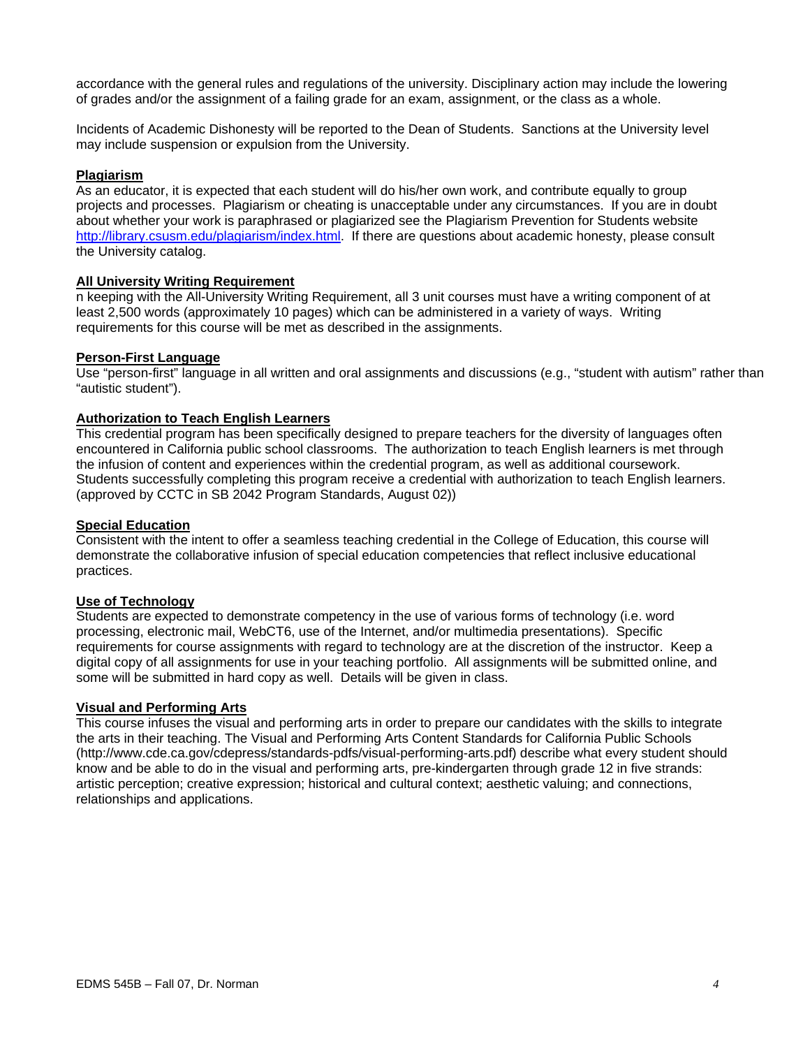accordance with the general rules and regulations of the university. Disciplinary action may include the lowering of grades and/or the assignment of a failing grade for an exam, assignment, or the class as a whole.

Incidents of Academic Dishonesty will be reported to the Dean of Students. Sanctions at the University level may include suspension or expulsion from the University.

**Plagiarism**

As an educator, it is expected that each student will do his/her own work, and contribute equally to group projects and processes. Plagiarism or cheating is unacceptable under any circumstances. If you are in doubt about whether your work is paraphrased or plagiarized see the Plagiarism Prevention for Students website http://library.csusm.edu/plagiarism/index.html. If there are questions about academic honesty, please consult the University catalog.

**All University Writing Requirement**

n keeping with the All-University Writing Requirement, all 3 unit courses must have a writing component of at least 2,500 words (approximately 10 pages) which can be administered in a variety of ways. Writing requirements for this course will be met as described in the assignments.

**Person-First Language**

Use "person-first" language in all written and oral assignments and discussions (e.g., "student with autism" rather than "autistic student").

**Authorization to Teach English Learners**

This credential program has been specifically designed to prepare teachers for the diversity of languages often encountered in California public school classrooms. The authorization to teach English learners is met through the infusion of content and experiences within the credential program, as well as additional coursework. Students successfully completing this program receive a credential with authorization to teach English learners. (approved by CCTC in SB 2042 Program Standards, August 02))

**Special Education**

Consistent with the intent to offer a seamless teaching credential in the College of Education, this course will demonstrate the collaborative infusion of special education competencies that reflect inclusive educational practices.

**Use of Technology**

Students are expected to demonstrate competency in the use of various forms of technology (i.e. word processing, electronic mail, WebCT6, use of the Internet, and/or multimedia presentations). Specific requirements for course assignments with regard to technology are at the discretion of the instructor. Keep a digital copy of all assignments for use in your teaching portfolio. All assignments will be submitted online, and some will be submitted in hard copy as well. Details will be given in class.

**Visual and Performing Arts**

This course infuses the visual and performing arts in order to prepare our candidates with the skills to integrate the arts in their teaching. The Visual and Performing Arts Content Standards for California Public Schools (http://www.cde.ca.gov/cdepress/standards-pdfs/visual-performing-arts.pdf) describe what every student should know and be able to do in the visual and performing arts, pre-kindergarten through grade 12 in five strands: artistic perception; creative expression; historical and cultural context; aesthetic valuing; and connections, relationships and applications.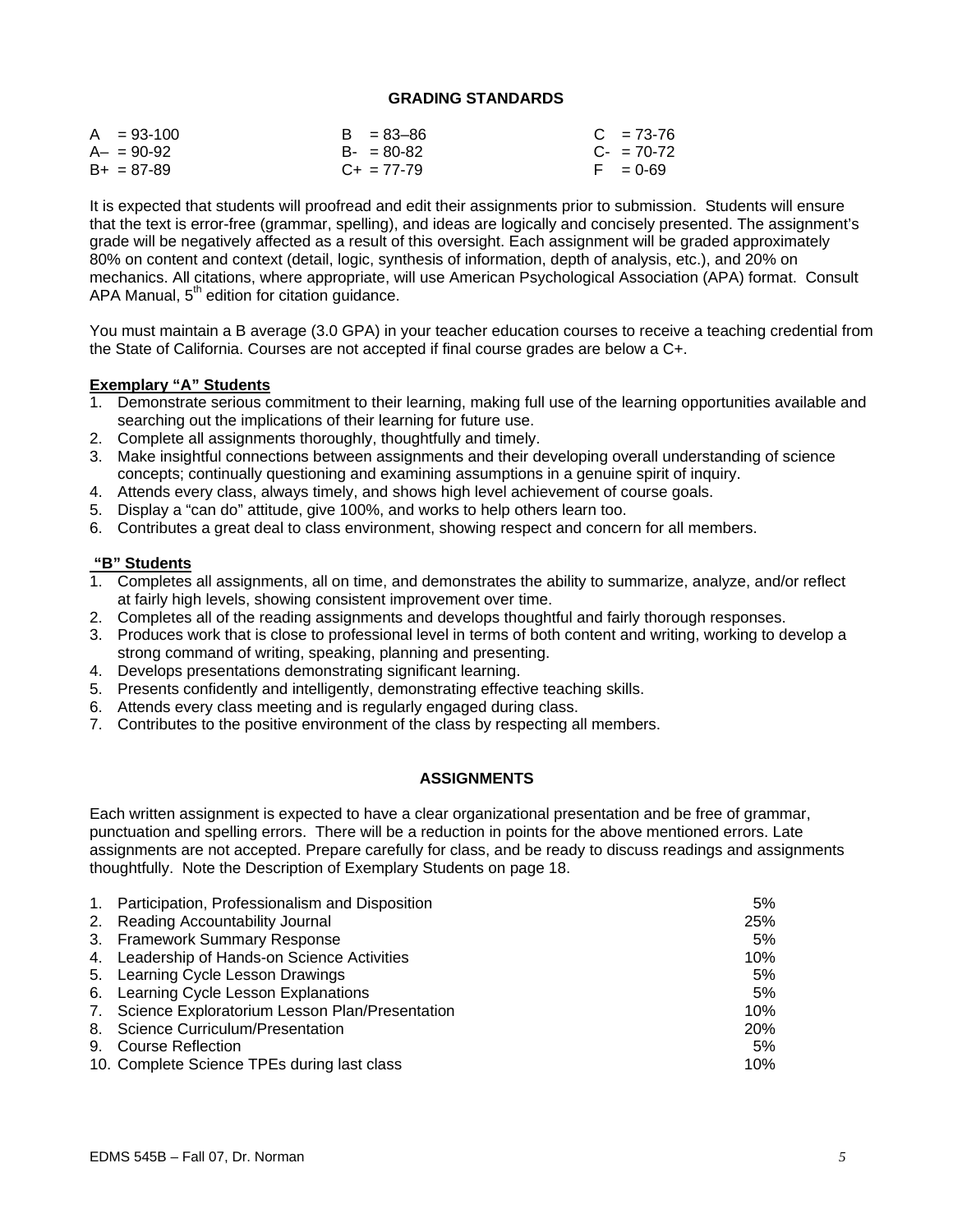## GRADING STANDARDS

| | | |
|---|---|---|
| A = 93-100 | B = 83–86 | C = 73-76 |
| A– = 90-92 | B- = 80-82 | C- = 70-72 |
| B+ = 87-89 | C+ = 77-79 | F = 0-69 |

It is expected that students will proofread and edit their assignments prior to submission. Students will ensure that the text is error-free (grammar, spelling), and ideas are logically and concisely presented. The assignment's grade will be negatively affected as a result of this oversight. Each assignment will be graded approximately 80% on content and context (detail, logic, synthesis of information, depth of analysis, etc.), and 20% on mechanics. All citations, where appropriate, will use American Psychological Association (APA) format. Consult APA Manual, 5th edition for citation guidance.

You must maintain a B average (3.0 GPA) in your teacher education courses to receive a teaching credential from the State of California. Courses are not accepted if final course grades are below a C+.

**Exemplary "A" Students**

1. Demonstrate serious commitment to their learning, making full use of the learning opportunities available and searching out the implications of their learning for future use.
2. Complete all assignments thoroughly, thoughtfully and timely.
3. Make insightful connections between assignments and their developing overall understanding of science concepts; continually questioning and examining assumptions in a genuine spirit of inquiry.
4. Attends every class, always timely, and shows high level achievement of course goals.
5. Display a "can do" attitude, give 100%, and works to help others learn too.
6. Contributes a great deal to class environment, showing respect and concern for all members.

**"B" Students**

1. Completes all assignments, all on time, and demonstrates the ability to summarize, analyze, and/or reflect at fairly high levels, showing consistent improvement over time.
2. Completes all of the reading assignments and develops thoughtful and fairly thorough responses.
3. Produces work that is close to professional level in terms of both content and writing, working to develop a strong command of writing, speaking, planning and presenting.
4. Develops presentations demonstrating significant learning.
5. Presents confidently and intelligently, demonstrating effective teaching skills.
6. Attends every class meeting and is regularly engaged during class.
7. Contributes to the positive environment of the class by respecting all members.

## ASSIGNMENTS

Each written assignment is expected to have a clear organizational presentation and be free of grammar, punctuation and spelling errors. There will be a reduction in points for the above mentioned errors. Late assignments are not accepted. Prepare carefully for class, and be ready to discuss readings and assignments thoughtfully. Note the Description of Exemplary Students on page 18.

| Assignment | Weight |
|---|---|
| 1. Participation, Professionalism and Disposition | 5% |
| 2. Reading Accountability Journal | 25% |
| 3. Framework Summary Response | 5% |
| 4. Leadership of Hands-on Science Activities | 10% |
| 5. Learning Cycle Lesson Drawings | 5% |
| 6. Learning Cycle Lesson Explanations | 5% |
| 7. Science Exploratorium Lesson Plan/Presentation | 10% |
| 8. Science Curriculum/Presentation | 20% |
| 9. Course Reflection | 5% |
| 10. Complete Science TPEs during last class | 10% |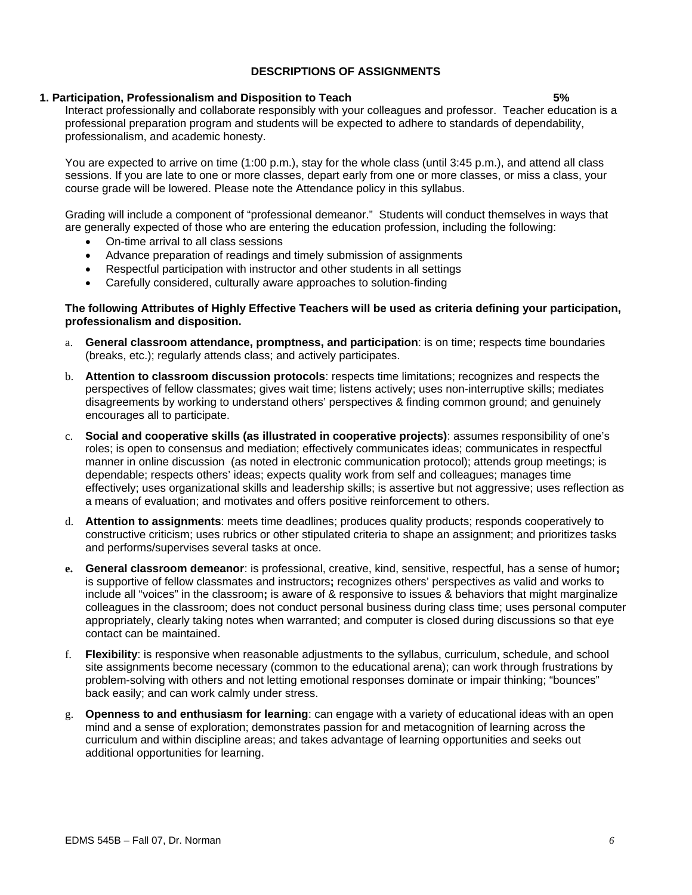## DESCRIPTIONS OF ASSIGNMENTS

### 1. Participation, Professionalism and Disposition to Teach 5%

Interact professionally and collaborate responsibly with your colleagues and professor. Teacher education is a professional preparation program and students will be expected to adhere to standards of dependability, professionalism, and academic honesty.

You are expected to arrive on time (1:00 p.m.), stay for the whole class (until 3:45 p.m.), and attend all class sessions. If you are late to one or more classes, depart early from one or more classes, or miss a class, your course grade will be lowered. Please note the Attendance policy in this syllabus.

Grading will include a component of "professional demeanor." Students will conduct themselves in ways that are generally expected of those who are entering the education profession, including the following:

- On-time arrival to all class sessions
- Advance preparation of readings and timely submission of assignments
- Respectful participation with instructor and other students in all settings
- Carefully considered, culturally aware approaches to solution-finding

**The following Attributes of Highly Effective Teachers will be used as criteria defining your participation, professionalism and disposition.**

a. **General classroom attendance, promptness, and participation**: is on time; respects time boundaries (breaks, etc.); regularly attends class; and actively participates.

b. **Attention to classroom discussion protocols**: respects time limitations; recognizes and respects the perspectives of fellow classmates; gives wait time; listens actively; uses non-interruptive skills; mediates disagreements by working to understand others' perspectives & finding common ground; and genuinely encourages all to participate.

c. **Social and cooperative skills (as illustrated in cooperative projects)**: assumes responsibility of one's roles; is open to consensus and mediation; effectively communicates ideas; communicates in respectful manner in online discussion (as noted in electronic communication protocol); attends group meetings; is dependable; respects others' ideas; expects quality work from self and colleagues; manages time effectively; uses organizational skills and leadership skills; is assertive but not aggressive; uses reflection as a means of evaluation; and motivates and offers positive reinforcement to others.

d. **Attention to assignments**: meets time deadlines; produces quality products; responds cooperatively to constructive criticism; uses rubrics or other stipulated criteria to shape an assignment; and prioritizes tasks and performs/supervises several tasks at once.

e. **General classroom demeanor**: is professional, creative, kind, sensitive, respectful, has a sense of humor**;** is supportive of fellow classmates and instructors**;** recognizes others' perspectives as valid and works to include all "voices" in the classroom**;** is aware of & responsive to issues & behaviors that might marginalize colleagues in the classroom; does not conduct personal business during class time; uses personal computer appropriately, clearly taking notes when warranted; and computer is closed during discussions so that eye contact can be maintained.

f. **Flexibility**: is responsive when reasonable adjustments to the syllabus, curriculum, schedule, and school site assignments become necessary (common to the educational arena); can work through frustrations by problem-solving with others and not letting emotional responses dominate or impair thinking; "bounces" back easily; and can work calmly under stress.

g. **Openness to and enthusiasm for learning**: can engage with a variety of educational ideas with an open mind and a sense of exploration; demonstrates passion for and metacognition of learning across the curriculum and within discipline areas; and takes advantage of learning opportunities and seeks out additional opportunities for learning.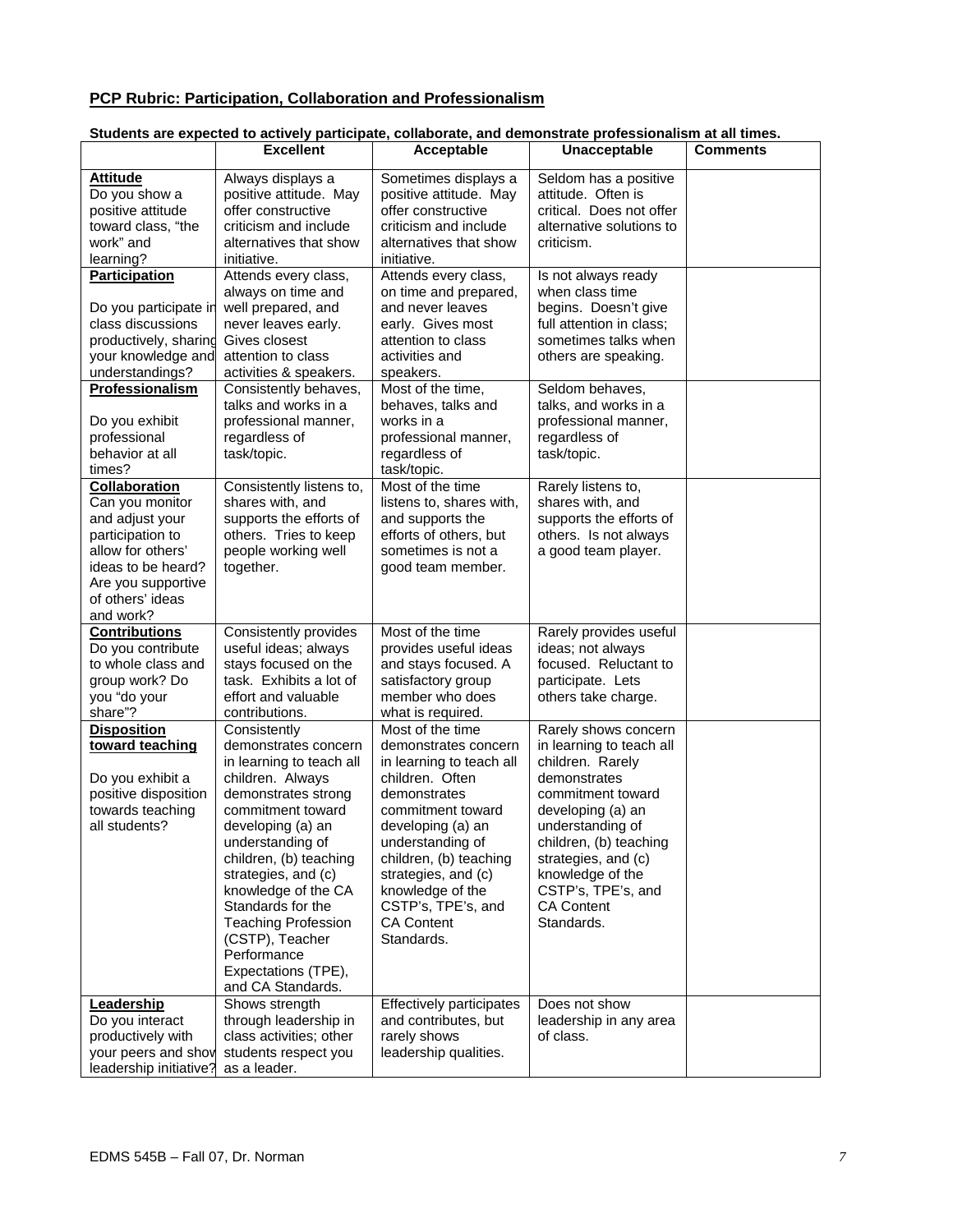## PCP Rubric: Participation, Collaboration and Professionalism

**Students are expected to actively participate, collaborate, and demonstrate professionalism at all times.**

| | Excellent | Acceptable | Unacceptable | Comments |
|---|---|---|---|---|
| **Attitude** Do you show a positive attitude toward class, "the work" and learning? | Always displays a positive attitude. May offer constructive criticism and include alternatives that show initiative. | Sometimes displays a positive attitude. May offer constructive criticism and include alternatives that show initiative. | Seldom has a positive attitude. Often is critical. Does not offer alternative solutions to criticism. | |
| **Participation** Do you participate in class discussions productively, sharing your knowledge and understandings? | Attends every class, always on time and well prepared, and never leaves early. Gives closest attention to class activities & speakers. | Attends every class, on time and prepared, and never leaves early. Gives most attention to class activities and speakers. | Is not always ready when class time begins. Doesn't give full attention in class; sometimes talks when others are speaking. | |
| **Professionalism** Do you exhibit professional behavior at all times? | Consistently behaves, talks and works in a professional manner, regardless of task/topic. | Most of the time, behaves, talks and works in a professional manner, regardless of task/topic. | Seldom behaves, talks, and works in a professional manner, regardless of task/topic. | |
| **Collaboration** Can you monitor and adjust your participation to allow for others' ideas to be heard? Are you supportive of others' ideas and work? | Consistently listens to, shares with, and supports the efforts of others. Tries to keep people working well together. | Most of the time listens to, shares with, and supports the efforts of others, but sometimes is not a good team member. | Rarely listens to, shares with, and supports the efforts of others. Is not always a good team player. | |
| **Contributions** Do you contribute to whole class and group work? Do you "do your share"? | Consistently provides useful ideas; always stays focused on the task. Exhibits a lot of effort and valuable contributions. | Most of the time provides useful ideas and stays focused. A satisfactory group member who does what is required. | Rarely provides useful ideas; not always focused. Reluctant to participate. Lets others take charge. | |
| **Disposition toward teaching** Do you exhibit a positive disposition towards teaching all students? | Consistently demonstrates concern in learning to teach all children. Always demonstrates strong commitment toward developing (a) an understanding of children, (b) teaching strategies, and (c) knowledge of the CA Standards for the Teaching Profession (CSTP), Teacher Performance Expectations (TPE), and CA Standards. | Most of the time demonstrates concern in learning to teach all children. Often demonstrates commitment toward developing (a) an understanding of children, (b) teaching strategies, and (c) knowledge of the CSTP's, TPE's, and CA Content Standards. | Rarely shows concern in learning to teach all children. Rarely demonstrates commitment toward developing (a) an understanding of children, (b) teaching strategies, and (c) knowledge of the CSTP's, TPE's, and CA Content Standards. | |
| **Leadership** Do you interact productively with your peers and show leadership initiative? | Shows strength through leadership in class activities; other students respect you as a leader. | Effectively participates and contributes, but rarely shows leadership qualities. | Does not show leadership in any area of class. | |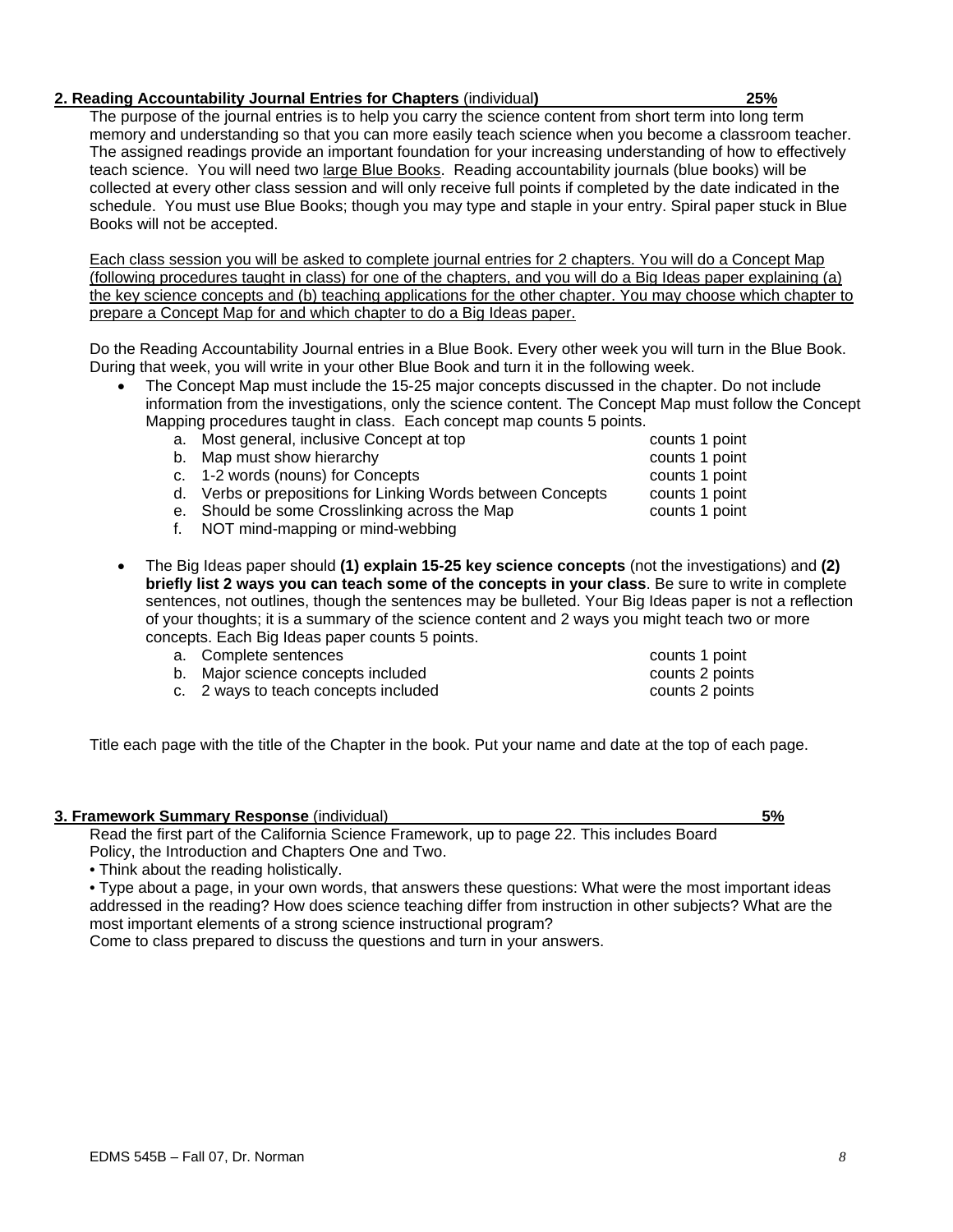**2. Reading Accountability Journal Entries for Chapters** (individual**)** **25%**

The purpose of the journal entries is to help you carry the science content from short term into long term memory and understanding so that you can more easily teach science when you become a classroom teacher. The assigned readings provide an important foundation for your increasing understanding of how to effectively teach science. You will need two large Blue Books. Reading accountability journals (blue books) will be collected at every other class session and will only receive full points if completed by the date indicated in the schedule. You must use Blue Books; though you may type and staple in your entry. Spiral paper stuck in Blue Books will not be accepted.

Each class session you will be asked to complete journal entries for 2 chapters. You will do a Concept Map (following procedures taught in class) for one of the chapters, and you will do a Big Ideas paper explaining (a) the key science concepts and (b) teaching applications for the other chapter. You may choose which chapter to prepare a Concept Map for and which chapter to do a Big Ideas paper.

Do the Reading Accountability Journal entries in a Blue Book. Every other week you will turn in the Blue Book. During that week, you will write in your other Blue Book and turn it in the following week.

- The Concept Map must include the 15-25 major concepts discussed in the chapter. Do not include information from the investigations, only the science content. The Concept Map must follow the Concept Mapping procedures taught in class. Each concept map counts 5 points.
  - a. Most general, inclusive Concept at top — counts 1 point
  - b. Map must show hierarchy — counts 1 point
  - c. 1-2 words (nouns) for Concepts — counts 1 point
  - d. Verbs or prepositions for Linking Words between Concepts — counts 1 point
  - e. Should be some Crosslinking across the Map — counts 1 point
  - f. NOT mind-mapping or mind-webbing

- The Big Ideas paper should **(1) explain 15-25 key science concepts** (not the investigations) and **(2) briefly list 2 ways you can teach some of the concepts in your class**. Be sure to write in complete sentences, not outlines, though the sentences may be bulleted. Your Big Ideas paper is not a reflection of your thoughts; it is a summary of the science content and 2 ways you might teach two or more concepts. Each Big Ideas paper counts 5 points.
  - a. Complete sentences — counts 1 point
  - b. Major science concepts included — counts 2 points
  - c. 2 ways to teach concepts included — counts 2 points

Title each page with the title of the Chapter in the book. Put your name and date at the top of each page.

**3. Framework Summary Response** (individual) **5%**

Read the first part of the California Science Framework, up to page 22. This includes Board Policy, the Introduction and Chapters One and Two.

- Think about the reading holistically.
- Type about a page, in your own words, that answers these questions: What were the most important ideas addressed in the reading? How does science teaching differ from instruction in other subjects? What are the most important elements of a strong science instructional program?

Come to class prepared to discuss the questions and turn in your answers.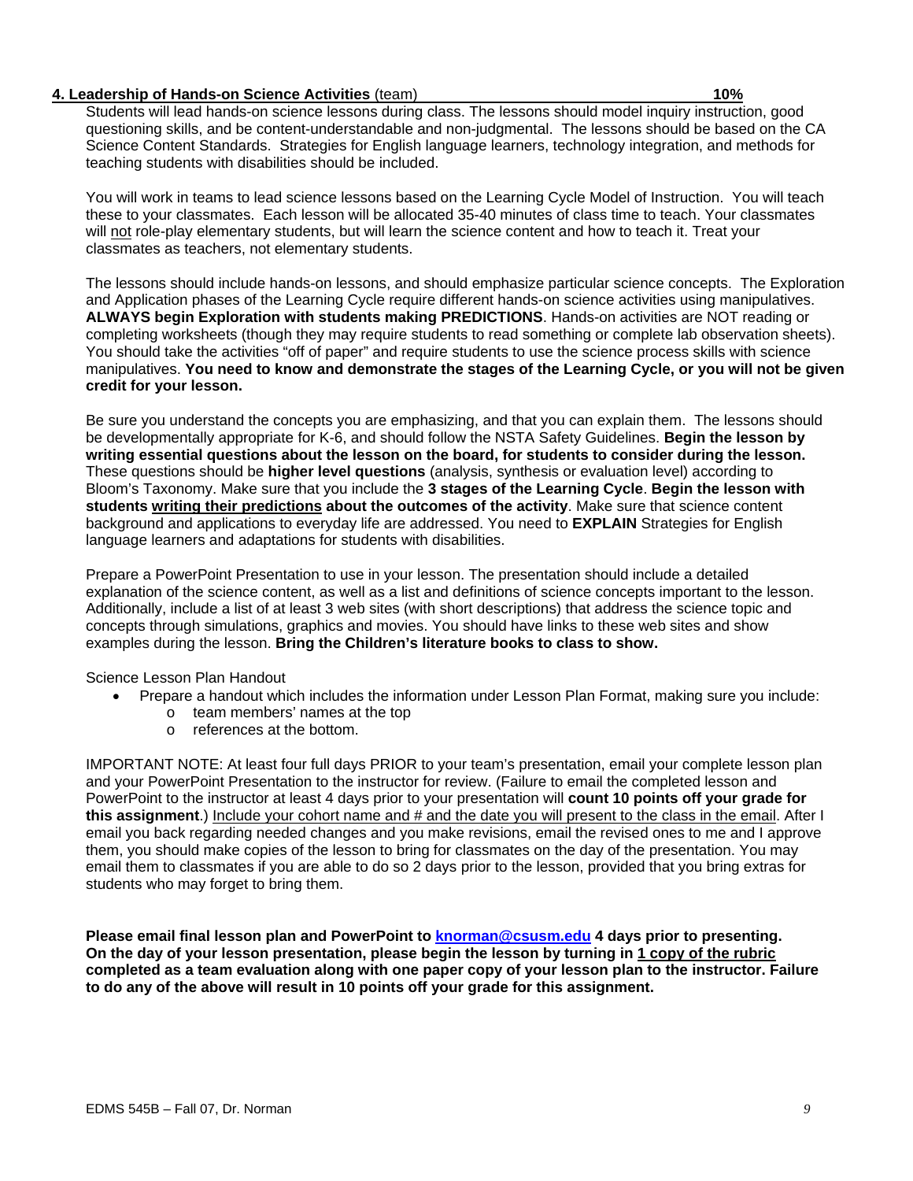**4. Leadership of Hands-on Science Activities** (team) **10%**

Students will lead hands-on science lessons during class. The lessons should model inquiry instruction, good questioning skills, and be content-understandable and non-judgmental. The lessons should be based on the CA Science Content Standards. Strategies for English language learners, technology integration, and methods for teaching students with disabilities should be included.

You will work in teams to lead science lessons based on the Learning Cycle Model of Instruction. You will teach these to your classmates. Each lesson will be allocated 35-40 minutes of class time to teach. Your classmates will not role-play elementary students, but will learn the science content and how to teach it. Treat your classmates as teachers, not elementary students.

The lessons should include hands-on lessons, and should emphasize particular science concepts. The Exploration and Application phases of the Learning Cycle require different hands-on science activities using manipulatives. **ALWAYS begin Exploration with students making PREDICTIONS**. Hands-on activities are NOT reading or completing worksheets (though they may require students to read something or complete lab observation sheets). You should take the activities "off of paper" and require students to use the science process skills with science manipulatives. **You need to know and demonstrate the stages of the Learning Cycle, or you will not be given credit for your lesson.**

Be sure you understand the concepts you are emphasizing, and that you can explain them. The lessons should be developmentally appropriate for K-6, and should follow the NSTA Safety Guidelines. **Begin the lesson by writing essential questions about the lesson on the board, for students to consider during the lesson.** These questions should be **higher level questions** (analysis, synthesis or evaluation level) according to Bloom's Taxonomy. Make sure that you include the **3 stages of the Learning Cycle**. **Begin the lesson with students writing their predictions about the outcomes of the activity**. Make sure that science content background and applications to everyday life are addressed. You need to **EXPLAIN** Strategies for English language learners and adaptations for students with disabilities.

Prepare a PowerPoint Presentation to use in your lesson. The presentation should include a detailed explanation of the science content, as well as a list and definitions of science concepts important to the lesson. Additionally, include a list of at least 3 web sites (with short descriptions) that address the science topic and concepts through simulations, graphics and movies. You should have links to these web sites and show examples during the lesson. **Bring the Children's literature books to class to show.**

Science Lesson Plan Handout

- Prepare a handout which includes the information under Lesson Plan Format, making sure you include:
  - team members' names at the top
  - references at the bottom.

IMPORTANT NOTE: At least four full days PRIOR to your team's presentation, email your complete lesson plan and your PowerPoint Presentation to the instructor for review. (Failure to email the completed lesson and PowerPoint to the instructor at least 4 days prior to your presentation will **count 10 points off your grade for this assignment**.) Include your cohort name and # and the date you will present to the class in the email. After I email you back regarding needed changes and you make revisions, email the revised ones to me and I approve them, you should make copies of the lesson to bring for classmates on the day of the presentation. You may email them to classmates if you are able to do so 2 days prior to the lesson, provided that you bring extras for students who may forget to bring them.

**Please email final lesson plan and PowerPoint to knorman@csusm.edu 4 days prior to presenting. On the day of your lesson presentation, please begin the lesson by turning in 1 copy of the rubric completed as a team evaluation along with one paper copy of your lesson plan to the instructor. Failure to do any of the above will result in 10 points off your grade for this assignment.**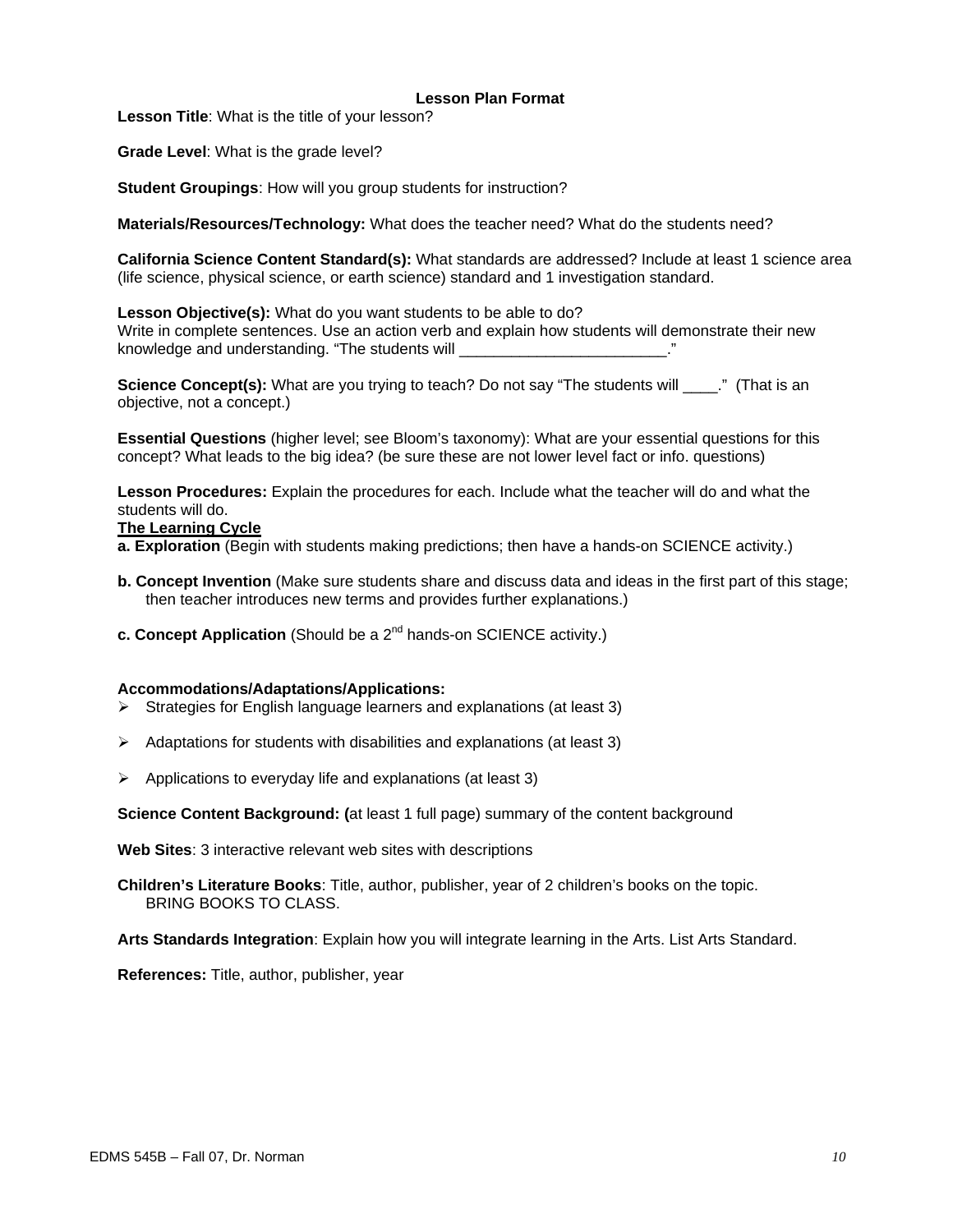# Lesson Plan Format

**Lesson Title**: What is the title of your lesson?

**Grade Level**: What is the grade level?

**Student Groupings**: How will you group students for instruction?

**Materials/Resources/Technology:** What does the teacher need? What do the students need?

**California Science Content Standard(s):** What standards are addressed? Include at least 1 science area (life science, physical science, or earth science) standard and 1 investigation standard.

**Lesson Objective(s):** What do you want students to be able to do?
Write in complete sentences. Use an action verb and explain how students will demonstrate their new knowledge and understanding. "The students will ________________________."

**Science Concept(s):** What are you trying to teach? Do not say "The students will ____." (That is an objective, not a concept.)

**Essential Questions** (higher level; see Bloom's taxonomy): What are your essential questions for this concept? What leads to the big idea? (be sure these are not lower level fact or info. questions)

**Lesson Procedures:** Explain the procedures for each. Include what the teacher will do and what the students will do.

**<u>The Learning Cycle</u>**

**a. Exploration** (Begin with students making predictions; then have a hands-on SCIENCE activity.)

**b. Concept Invention** (Make sure students share and discuss data and ideas in the first part of this stage; then teacher introduces new terms and provides further explanations.)

**c. Concept Application** (Should be a 2nd hands-on SCIENCE activity.)

**Accommodations/Adaptations/Applications:**

- Strategies for English language learners and explanations (at least 3)
- Adaptations for students with disabilities and explanations (at least 3)
- Applications to everyday life and explanations (at least 3)

**Science Content Background: (**at least 1 full page) summary of the content background

**Web Sites**: 3 interactive relevant web sites with descriptions

**Children's Literature Books**: Title, author, publisher, year of 2 children's books on the topic.
BRING BOOKS TO CLASS.

**Arts Standards Integration**: Explain how you will integrate learning in the Arts. List Arts Standard.

**References:** Title, author, publisher, year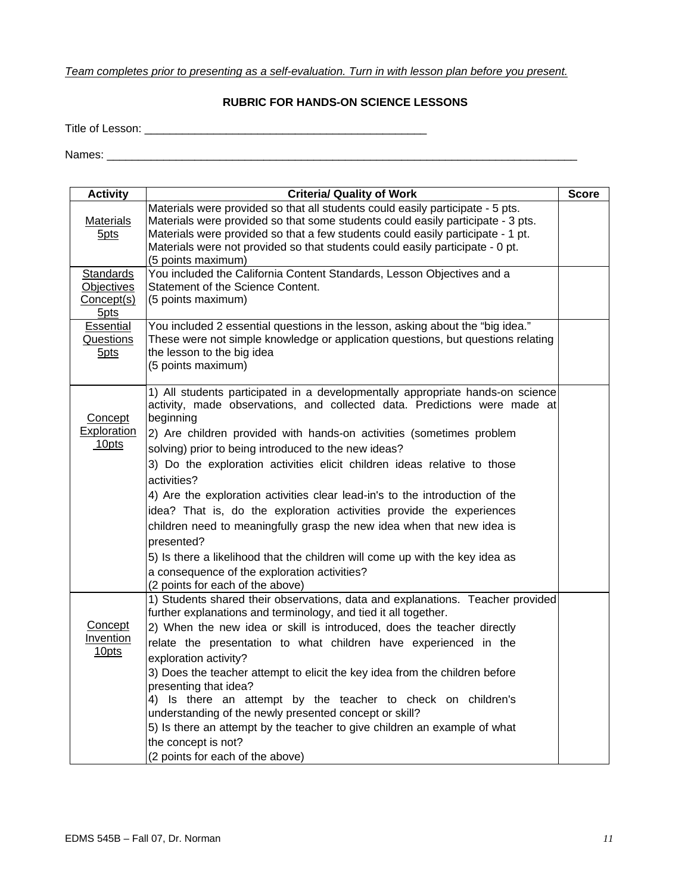*Team completes prior to presenting as a self-evaluation. Turn in with lesson plan before you present.*

**RUBRIC FOR HANDS-ON SCIENCE LESSONS**

Title of Lesson: _______________________________________________

Names: ________________________________________________________________________________

| Activity | Criteria/ Quality of Work | Score |
|---|---|---|
| Materials 5pts | Materials were provided so that all students could easily participate - 5 pts.<br>Materials were provided so that some students could easily participate - 3 pts.<br>Materials were provided so that a few students could easily participate - 1 pt.<br>Materials were not provided so that students could easily participate - 0 pt.<br>(5 points maximum) | |
| Standards Objectives Concept(s) 5pts | You included the California Content Standards, Lesson Objectives and a Statement of the Science Content.<br>(5 points maximum) | |
| Essential Questions 5pts | You included 2 essential questions in the lesson, asking about the "big idea." These were not simple knowledge or application questions, but questions relating the lesson to the big idea<br>(5 points maximum) | |
| Concept Exploration 10pts | 1) All students participated in a developmentally appropriate hands-on science activity, made observations, and collected data. Predictions were made at beginning<br>2) Are children provided with hands-on activities (sometimes problem solving) prior to being introduced to the new ideas?<br>3) Do the exploration activities elicit children ideas relative to those activities?<br>4) Are the exploration activities clear lead-in's to the introduction of the idea? That is, do the exploration activities provide the experiences children need to meaningfully grasp the new idea when that new idea is presented?<br>5) Is there a likelihood that the children will come up with the key idea as a consequence of the exploration activities?<br>(2 points for each of the above) | |
| Concept Invention 10pts | 1) Students shared their observations, data and explanations. Teacher provided further explanations and terminology, and tied it all together.<br>2) When the new idea or skill is introduced, does the teacher directly relate the presentation to what children have experienced in the exploration activity?<br>3) Does the teacher attempt to elicit the key idea from the children before presenting that idea?<br>4) Is there an attempt by the teacher to check on children's understanding of the newly presented concept or skill?<br>5) Is there an attempt by the teacher to give children an example of what the concept is not?<br>(2 points for each of the above) | |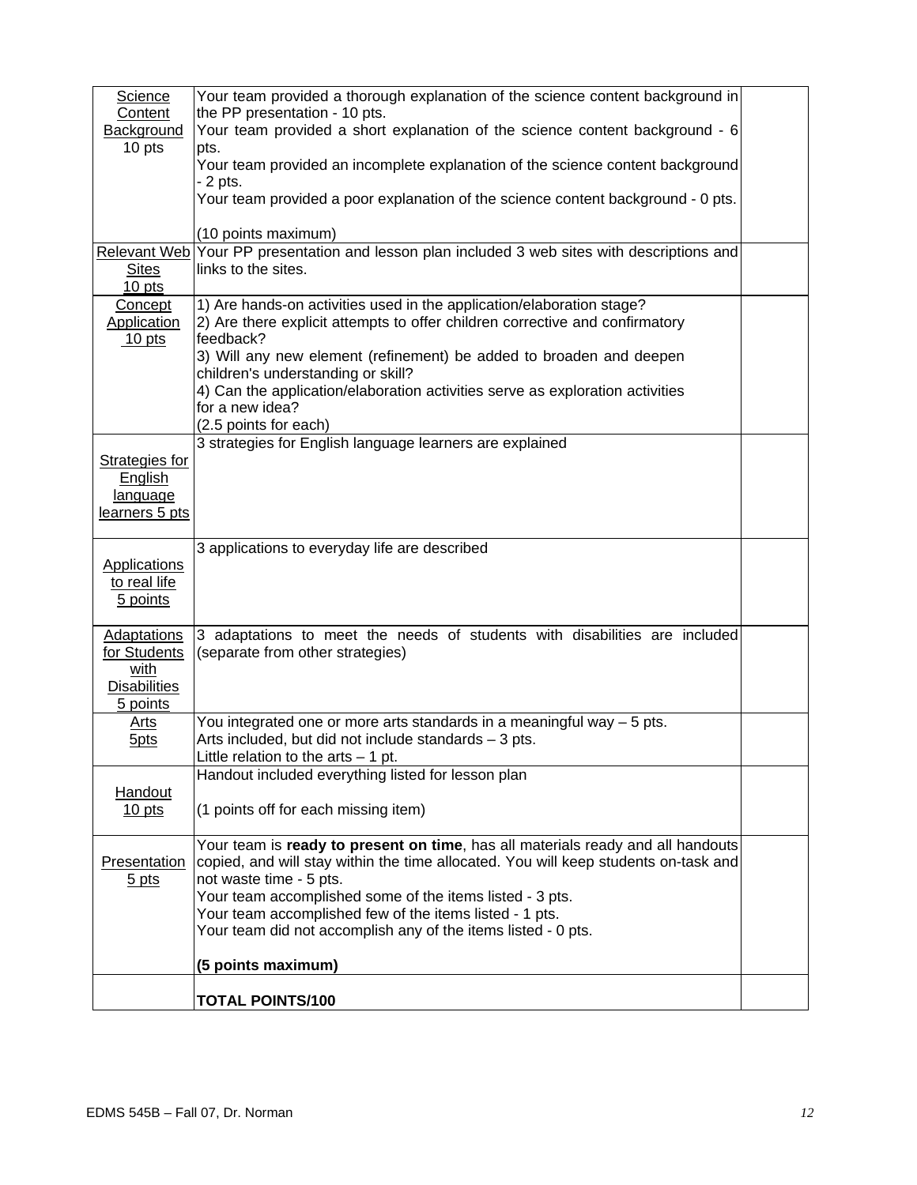| | | |
|---|---|---|
| Science Content Background 10 pts | Your team provided a thorough explanation of the science content background in the PP presentation - 10 pts.<br>Your team provided a short explanation of the science content background - 6 pts.<br>Your team provided an incomplete explanation of the science content background - 2 pts.<br>Your team provided a poor explanation of the science content background - 0 pts.<br><br>(10 points maximum) | |
| Relevant Web Sites 10 pts | Your PP presentation and lesson plan included 3 web sites with descriptions and links to the sites. | |
| Concept Application 10 pts | 1) Are hands-on activities used in the application/elaboration stage?<br>2) Are there explicit attempts to offer children corrective and confirmatory feedback?<br>3) Will any new element (refinement) be added to broaden and deepen children's understanding or skill?<br>4) Can the application/elaboration activities serve as exploration activities for a new idea?<br>(2.5 points for each) | |
| Strategies for English language learners 5 pts | 3 strategies for English language learners are explained | |
| Applications to real life 5 points | 3 applications to everyday life are described | |
| Adaptations for Students with Disabilities 5 points | 3 adaptations to meet the needs of students with disabilities are included (separate from other strategies) | |
| Arts 5pts | You integrated one or more arts standards in a meaningful way – 5 pts.<br>Arts included, but did not include standards – 3 pts.<br>Little relation to the arts – 1 pt. | |
| Handout 10 pts | Handout included everything listed for lesson plan<br><br>(1 points off for each missing item) | |
| Presentation 5 pts | Your team is **ready to present on time**, has all materials ready and all handouts copied, and will stay within the time allocated. You will keep students on-task and not waste time - 5 pts.<br>Your team accomplished some of the items listed - 3 pts.<br>Your team accomplished few of the items listed - 1 pts.<br>Your team did not accomplish any of the items listed - 0 pts.<br><br>**(5 points maximum)** | |
| | **TOTAL POINTS/100** | |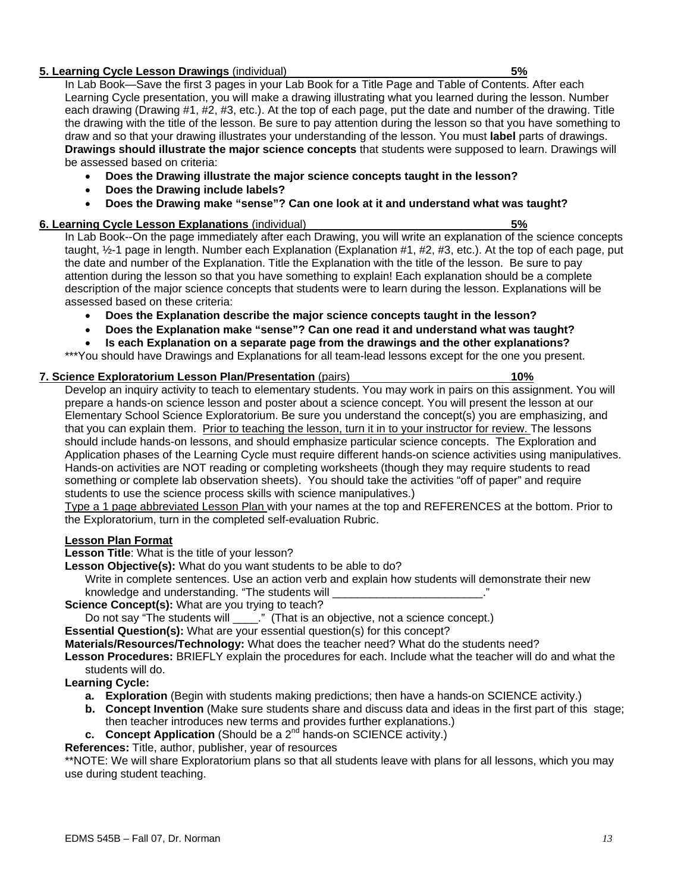**5. Learning Cycle Lesson Drawings** (individual) **5%**

In Lab Book—Save the first 3 pages in your Lab Book for a Title Page and Table of Contents. After each Learning Cycle presentation, you will make a drawing illustrating what you learned during the lesson. Number each drawing (Drawing #1, #2, #3, etc.). At the top of each page, put the date and number of the drawing. Title the drawing with the title of the lesson. Be sure to pay attention during the lesson so that you have something to draw and so that your drawing illustrates your understanding of the lesson. You must **label** parts of drawings. **Drawings should illustrate the major science concepts** that students were supposed to learn. Drawings will be assessed based on criteria:

- **Does the Drawing illustrate the major science concepts taught in the lesson?**
- **Does the Drawing include labels?**
- **Does the Drawing make "sense"? Can one look at it and understand what was taught?**

**6. Learning Cycle Lesson Explanations** (individual) **5%**

In Lab Book--On the page immediately after each Drawing, you will write an explanation of the science concepts taught, ½-1 page in length. Number each Explanation (Explanation #1, #2, #3, etc.). At the top of each page, put the date and number of the Explanation. Title the Explanation with the title of the lesson. Be sure to pay attention during the lesson so that you have something to explain! Each explanation should be a complete description of the major science concepts that students were to learn during the lesson. Explanations will be assessed based on these criteria:

- **Does the Explanation describe the major science concepts taught in the lesson?**
- **Does the Explanation make "sense"? Can one read it and understand what was taught?**
- **Is each Explanation on a separate page from the drawings and the other explanations?**

***You should have Drawings and Explanations for all team-lead lessons except for the one you present.

**7. Science Exploratorium Lesson Plan/Presentation** (pairs) **10%**

Develop an inquiry activity to teach to elementary students. You may work in pairs on this assignment. You will prepare a hands-on science lesson and poster about a science concept. You will present the lesson at our Elementary School Science Exploratorium. Be sure you understand the concept(s) you are emphasizing, and that you can explain them. Prior to teaching the lesson, turn it in to your instructor for review. The lessons should include hands-on lessons, and should emphasize particular science concepts. The Exploration and Application phases of the Learning Cycle must require different hands-on science activities using manipulatives. Hands-on activities are NOT reading or completing worksheets (though they may require students to read something or complete lab observation sheets). You should take the activities "off of paper" and require students to use the science process skills with science manipulatives.)

Type a 1 page abbreviated Lesson Plan with your names at the top and REFERENCES at the bottom. Prior to the Exploratorium, turn in the completed self-evaluation Rubric.

**Lesson Plan Format**

**Lesson Title**: What is the title of your lesson?

**Lesson Objective(s):** What do you want students to be able to do?
Write in complete sentences. Use an action verb and explain how students will demonstrate their new knowledge and understanding. "The students will ________________________."

**Science Concept(s):** What are you trying to teach?
Do not say "The students will ____." (That is an objective, not a science concept.)

**Essential Question(s):** What are your essential question(s) for this concept?

**Materials/Resources/Technology:** What does the teacher need? What do the students need?

**Lesson Procedures:** BRIEFLY explain the procedures for each. Include what the teacher will do and what the students will do.

**Learning Cycle:**

a. **Exploration** (Begin with students making predictions; then have a hands-on SCIENCE activity.)
b. **Concept Invention** (Make sure students share and discuss data and ideas in the first part of this stage; then teacher introduces new terms and provides further explanations.)
c. **Concept Application** (Should be a 2nd hands-on SCIENCE activity.)

**References:** Title, author, publisher, year of resources

**NOTE: We will share Exploratorium plans so that all students leave with plans for all lessons, which you may use during student teaching.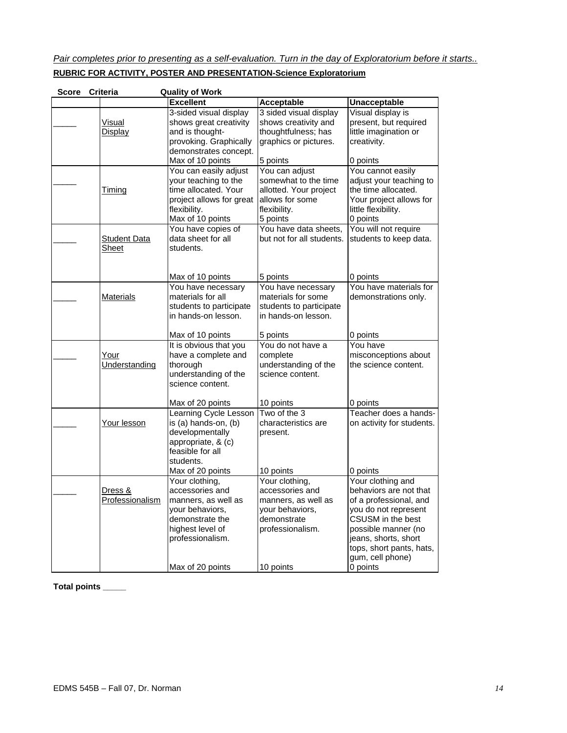*Pair completes prior to presenting as a self-evaluation. Turn in the day of Exploratorium before it starts..*

**RUBRIC FOR ACTIVITY, POSTER AND PRESENTATION-Science Exploratorium**

| Score | Criteria | Quality of Work | | |
|---|---|---|---|---|
| | | **Excellent** | **Acceptable** | **Unacceptable** |
| _____ | Visual Display | 3-sided visual display shows great creativity and is thought-provoking. Graphically demonstrates concept. Max of 10 points | 3 sided visual display shows creativity and thoughtfulness; has graphics or pictures. 5 points | Visual display is present, but required little imagination or creativity. 0 points |
| _____ | Timing | You can easily adjust your teaching to the time allocated. Your project allows for great flexibility. Max of 10 points | You can adjust somewhat to the time allotted. Your project allows for some flexibility. 5 points | You cannot easily adjust your teaching to the time allocated. Your project allows for little flexibility. 0 points |
| _____ | Student Data Sheet | You have copies of data sheet for all students. Max of 10 points | You have data sheets, but not for all students. 5 points | You will not require students to keep data. 0 points |
| _____ | Materials | You have necessary materials for all students to participate in hands-on lesson. Max of 10 points | You have necessary materials for some students to participate in hands-on lesson. 5 points | You have materials for demonstrations only. 0 points |
| _____ | Your Understanding | It is obvious that you have a complete and thorough understanding of the science content. Max of 20 points | You do not have a complete understanding of the science content. 10 points | You have misconceptions about the science content. 0 points |
| _____ | Your lesson | Learning Cycle Lesson is (a) hands-on, (b) developmentally appropriate, & (c) feasible for all students. Max of 20 points | Two of the 3 characteristics are present. 10 points | Teacher does a hands-on activity for students. 0 points |
| _____ | Dress & Professionalism | Your clothing, accessories and manners, as well as your behaviors, demonstrate the highest level of professionalism. Max of 20 points | Your clothing, accessories and manners, as well as your behaviors, demonstrate professionalism. 10 points | Your clothing and behaviors are not that of a professional, and you do not represent CSUSM in the best possible manner (no jeans, shorts, short tops, short pants, hats, gum, cell phone) 0 points |

**Total points _____**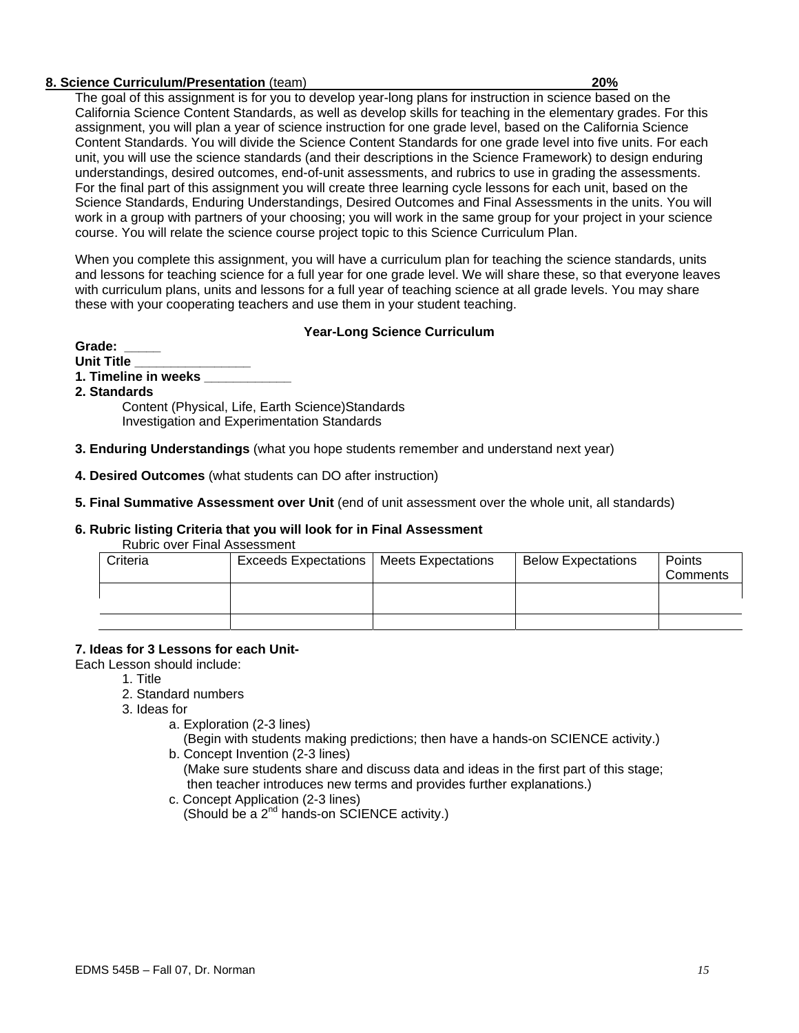**8. Science Curriculum/Presentation** (team) **20%**

The goal of this assignment is for you to develop year-long plans for instruction in science based on the California Science Content Standards, as well as develop skills for teaching in the elementary grades. For this assignment, you will plan a year of science instruction for one grade level, based on the California Science Content Standards. You will divide the Science Content Standards for one grade level into five units. For each unit, you will use the science standards (and their descriptions in the Science Framework) to design enduring understandings, desired outcomes, end-of-unit assessments, and rubrics to use in grading the assessments. For the final part of this assignment you will create three learning cycle lessons for each unit, based on the Science Standards, Enduring Understandings, Desired Outcomes and Final Assessments in the units. You will work in a group with partners of your choosing; you will work in the same group for your project in your science course. You will relate the science course project topic to this Science Curriculum Plan.

When you complete this assignment, you will have a curriculum plan for teaching the science standards, units and lessons for teaching science for a full year for one grade level. We will share these, so that everyone leaves with curriculum plans, units and lessons for a full year of teaching science at all grade levels. You may share these with your cooperating teachers and use them in your student teaching.

**Year-Long Science Curriculum**

**Grade: _____**
**Unit Title ________________**
**1. Timeline in weeks ____________**
**2. Standards**

Content (Physical, Life, Earth Science)Standards
Investigation and Experimentation Standards

**3. Enduring Understandings** (what you hope students remember and understand next year)

**4. Desired Outcomes** (what students can DO after instruction)

**5. Final Summative Assessment over Unit** (end of unit assessment over the whole unit, all standards)

**6. Rubric listing Criteria that you will look for in Final Assessment**

Rubric over Final Assessment

| Criteria | Exceeds Expectations | Meets Expectations | Below Expectations | Points Comments |
|---|---|---|---|---|
| | | | | |
| | | | | |

**7. Ideas for 3 Lessons for each Unit-**

Each Lesson should include:

1. Title
2. Standard numbers
3. Ideas for
   a. Exploration (2-3 lines)
   (Begin with students making predictions; then have a hands-on SCIENCE activity.)
   b. Concept Invention (2-3 lines)
   (Make sure students share and discuss data and ideas in the first part of this stage; then teacher introduces new terms and provides further explanations.)
   c. Concept Application (2-3 lines)
   (Should be a 2nd hands-on SCIENCE activity.)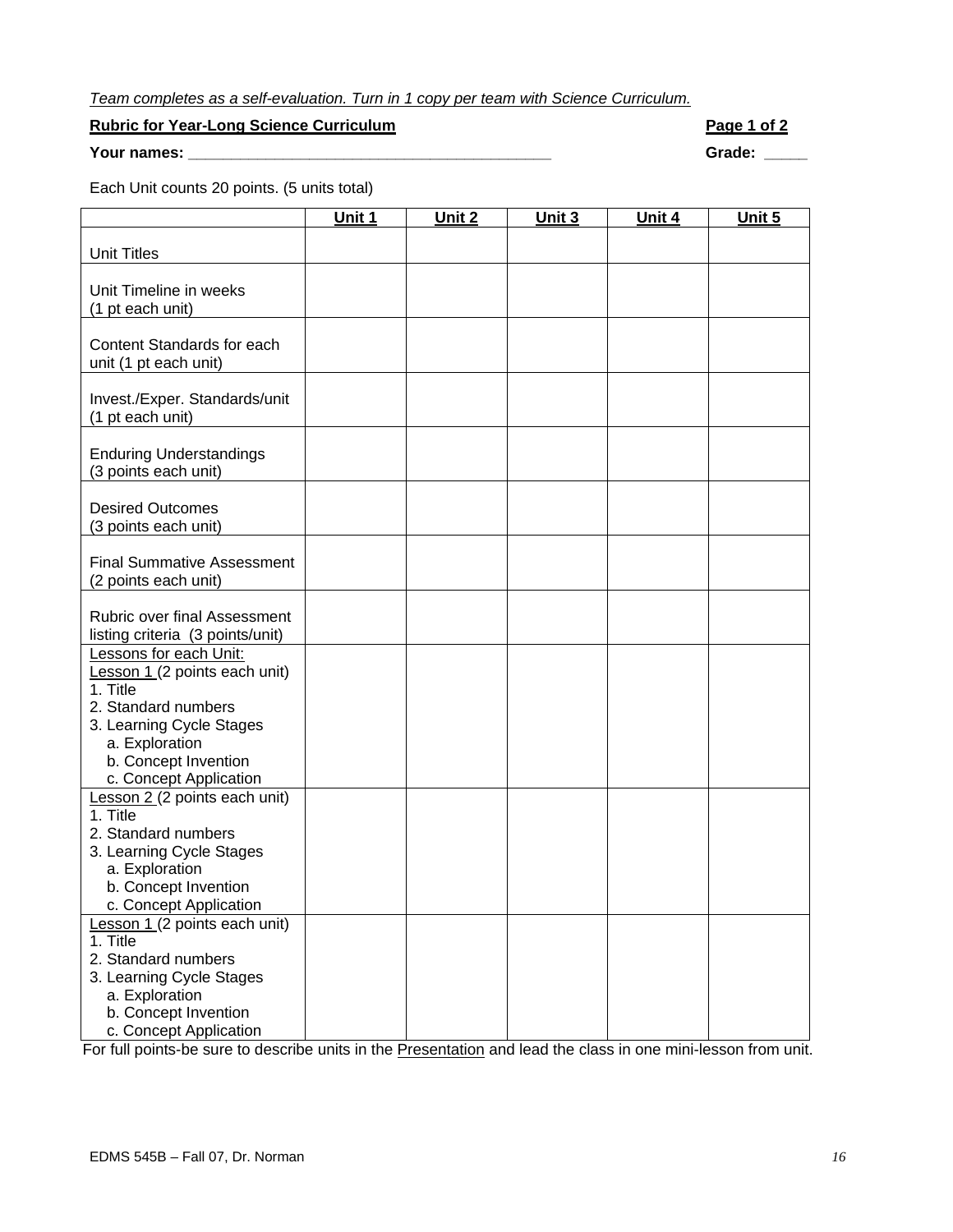*Team completes as a self-evaluation. Turn in 1 copy per team with Science Curriculum.*

**Rubric for Year-Long Science Curriculum** **Page 1 of 2**

**Your names: ___________________________________________** **Grade: _____**

Each Unit counts 20 points. (5 units total)

| | Unit 1 | Unit 2 | Unit 3 | Unit 4 | Unit 5 |
|---|---|---|---|---|---|
| Unit Titles | | | | | |
| Unit Timeline in weeks (1 pt each unit) | | | | | |
| Content Standards for each unit (1 pt each unit) | | | | | |
| Invest./Exper. Standards/unit (1 pt each unit) | | | | | |
| Enduring Understandings (3 points each unit) | | | | | |
| Desired Outcomes (3 points each unit) | | | | | |
| Final Summative Assessment (2 points each unit) | | | | | |
| Rubric over final Assessment listing criteria (3 points/unit) | | | | | |
| Lessons for each Unit: Lesson 1 (2 points each unit) 1. Title 2. Standard numbers 3. Learning Cycle Stages a. Exploration b. Concept Invention c. Concept Application | | | | | |
| Lesson 2 (2 points each unit) 1. Title 2. Standard numbers 3. Learning Cycle Stages a. Exploration b. Concept Invention c. Concept Application | | | | | |
| Lesson 1 (2 points each unit) 1. Title 2. Standard numbers 3. Learning Cycle Stages a. Exploration b. Concept Invention c. Concept Application | | | | | |

For full points-be sure to describe units in the Presentation and lead the class in one mini-lesson from unit.

EDMS 545B – Fall 07, Dr. Norman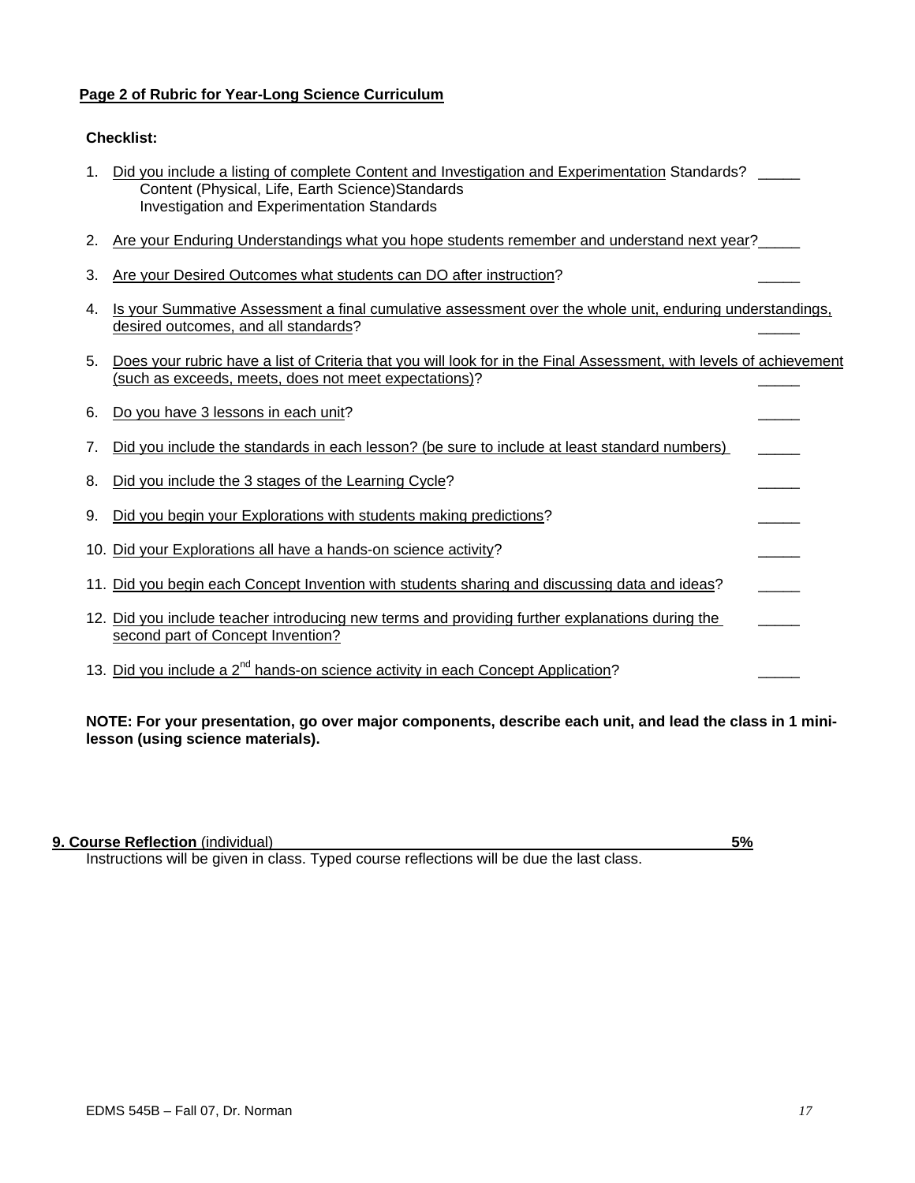**Page 2 of Rubric for Year-Long Science Curriculum**

**Checklist:**

1. Did you include a listing of complete Content and Investigation and Experimentation Standards? _____
   - Content (Physical, Life, Earth Science)Standards
   - Investigation and Experimentation Standards
2. Are your Enduring Understandings what you hope students remember and understand next year? _____
3. Are your Desired Outcomes what students can DO after instruction? _____
4. Is your Summative Assessment a final cumulative assessment over the whole unit, enduring understandings, desired outcomes, and all standards? _____
5. Does your rubric have a list of Criteria that you will look for in the Final Assessment, with levels of achievement (such as exceeds, meets, does not meet expectations)? _____
6. Do you have 3 lessons in each unit? _____
7. Did you include the standards in each lesson? (be sure to include at least standard numbers) _____
8. Did you include the 3 stages of the Learning Cycle? _____
9. Did you begin your Explorations with students making predictions? _____
10. Did your Explorations all have a hands-on science activity? _____
11. Did you begin each Concept Invention with students sharing and discussing data and ideas? _____
12. Did you include teacher introducing new terms and providing further explanations during the second part of Concept Invention? _____
13. Did you include a 2nd hands-on science activity in each Concept Application? _____

**NOTE: For your presentation, go over major components, describe each unit, and lead the class in 1 mini-lesson (using science materials).**

**9. Course Reflection** (individual) **5%**

Instructions will be given in class. Typed course reflections will be due the last class.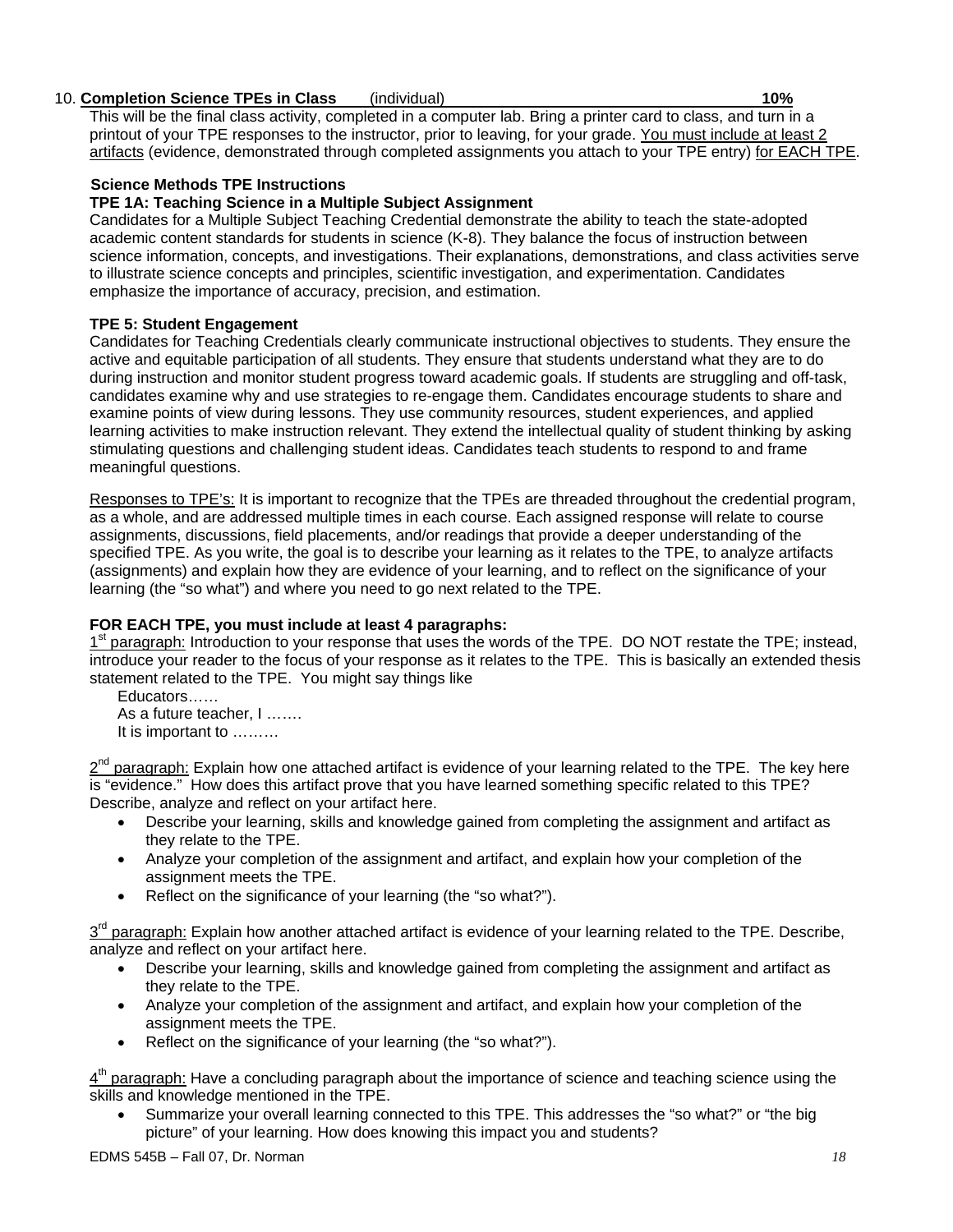10. **Completion Science TPEs in Class** (individual) **10%**

This will be the final class activity, completed in a computer lab. Bring a printer card to class, and turn in a printout of your TPE responses to the instructor, prior to leaving, for your grade. You must include at least 2 artifacts (evidence, demonstrated through completed assignments you attach to your TPE entry) for EACH TPE.

**Science Methods TPE Instructions**

**TPE 1A: Teaching Science in a Multiple Subject Assignment**

Candidates for a Multiple Subject Teaching Credential demonstrate the ability to teach the state-adopted academic content standards for students in science (K-8). They balance the focus of instruction between science information, concepts, and investigations. Their explanations, demonstrations, and class activities serve to illustrate science concepts and principles, scientific investigation, and experimentation. Candidates emphasize the importance of accuracy, precision, and estimation.

**TPE 5: Student Engagement**

Candidates for Teaching Credentials clearly communicate instructional objectives to students. They ensure the active and equitable participation of all students. They ensure that students understand what they are to do during instruction and monitor student progress toward academic goals. If students are struggling and off-task, candidates examine why and use strategies to re-engage them. Candidates encourage students to share and examine points of view during lessons. They use community resources, student experiences, and applied learning activities to make instruction relevant. They extend the intellectual quality of student thinking by asking stimulating questions and challenging student ideas. Candidates teach students to respond to and frame meaningful questions.

Responses to TPE's: It is important to recognize that the TPEs are threaded throughout the credential program, as a whole, and are addressed multiple times in each course. Each assigned response will relate to course assignments, discussions, field placements, and/or readings that provide a deeper understanding of the specified TPE. As you write, the goal is to describe your learning as it relates to the TPE, to analyze artifacts (assignments) and explain how they are evidence of your learning, and to reflect on the significance of your learning (the "so what") and where you need to go next related to the TPE.

**FOR EACH TPE, you must include at least 4 paragraphs:**

1st paragraph: Introduction to your response that uses the words of the TPE. DO NOT restate the TPE; instead, introduce your reader to the focus of your response as it relates to the TPE. This is basically an extended thesis statement related to the TPE. You might say things like

Educators……
As a future teacher, I …….
It is important to ………

2nd paragraph: Explain how one attached artifact is evidence of your learning related to the TPE. The key here is "evidence." How does this artifact prove that you have learned something specific related to this TPE? Describe, analyze and reflect on your artifact here.

- Describe your learning, skills and knowledge gained from completing the assignment and artifact as they relate to the TPE.
- Analyze your completion of the assignment and artifact, and explain how your completion of the assignment meets the TPE.
- Reflect on the significance of your learning (the "so what?").

3rd paragraph: Explain how another attached artifact is evidence of your learning related to the TPE. Describe, analyze and reflect on your artifact here.

- Describe your learning, skills and knowledge gained from completing the assignment and artifact as they relate to the TPE.
- Analyze your completion of the assignment and artifact, and explain how your completion of the assignment meets the TPE.
- Reflect on the significance of your learning (the "so what?").

4th paragraph: Have a concluding paragraph about the importance of science and teaching science using the skills and knowledge mentioned in the TPE.

- Summarize your overall learning connected to this TPE. This addresses the "so what?" or "the big picture" of your learning. How does knowing this impact you and students?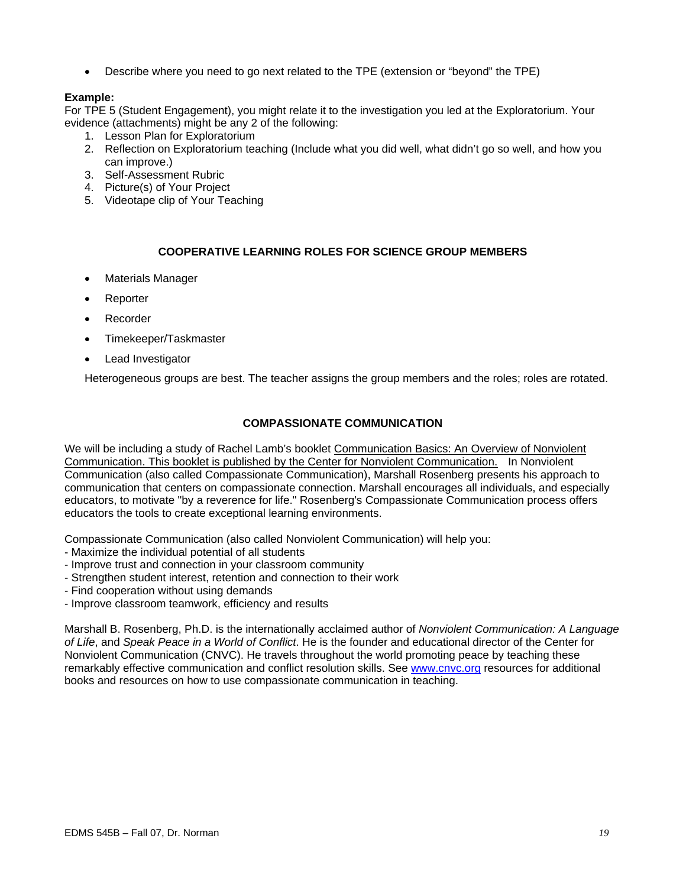- Describe where you need to go next related to the TPE (extension or "beyond" the TPE)

**Example:**
For TPE 5 (Student Engagement), you might relate it to the investigation you led at the Exploratorium. Your evidence (attachments) might be any 2 of the following:

1. Lesson Plan for Exploratorium
2. Reflection on Exploratorium teaching (Include what you did well, what didn't go so well, and how you can improve.)
3. Self-Assessment Rubric
4. Picture(s) of Your Project
5. Videotape clip of Your Teaching

## COOPERATIVE LEARNING ROLES FOR SCIENCE GROUP MEMBERS

- Materials Manager
- Reporter
- Recorder
- Timekeeper/Taskmaster
- Lead Investigator

Heterogeneous groups are best. The teacher assigns the group members and the roles; roles are rotated.

## COMPASSIONATE COMMUNICATION

We will be including a study of Rachel Lamb's booklet Communication Basics: An Overview of Nonviolent Communication. This booklet is published by the Center for Nonviolent Communication. In Nonviolent Communication (also called Compassionate Communication), Marshall Rosenberg presents his approach to communication that centers on compassionate connection. Marshall encourages all individuals, and especially educators, to motivate "by a reverence for life." Rosenberg's Compassionate Communication process offers educators the tools to create exceptional learning environments.

Compassionate Communication (also called Nonviolent Communication) will help you:
- Maximize the individual potential of all students
- Improve trust and connection in your classroom community
- Strengthen student interest, retention and connection to their work
- Find cooperation without using demands
- Improve classroom teamwork, efficiency and results

Marshall B. Rosenberg, Ph.D. is the internationally acclaimed author of *Nonviolent Communication: A Language of Life*, and *Speak Peace in a World of Conflict*. He is the founder and educational director of the Center for Nonviolent Communication (CNVC). He travels throughout the world promoting peace by teaching these remarkably effective communication and conflict resolution skills. See www.cnvc.org resources for additional books and resources on how to use compassionate communication in teaching.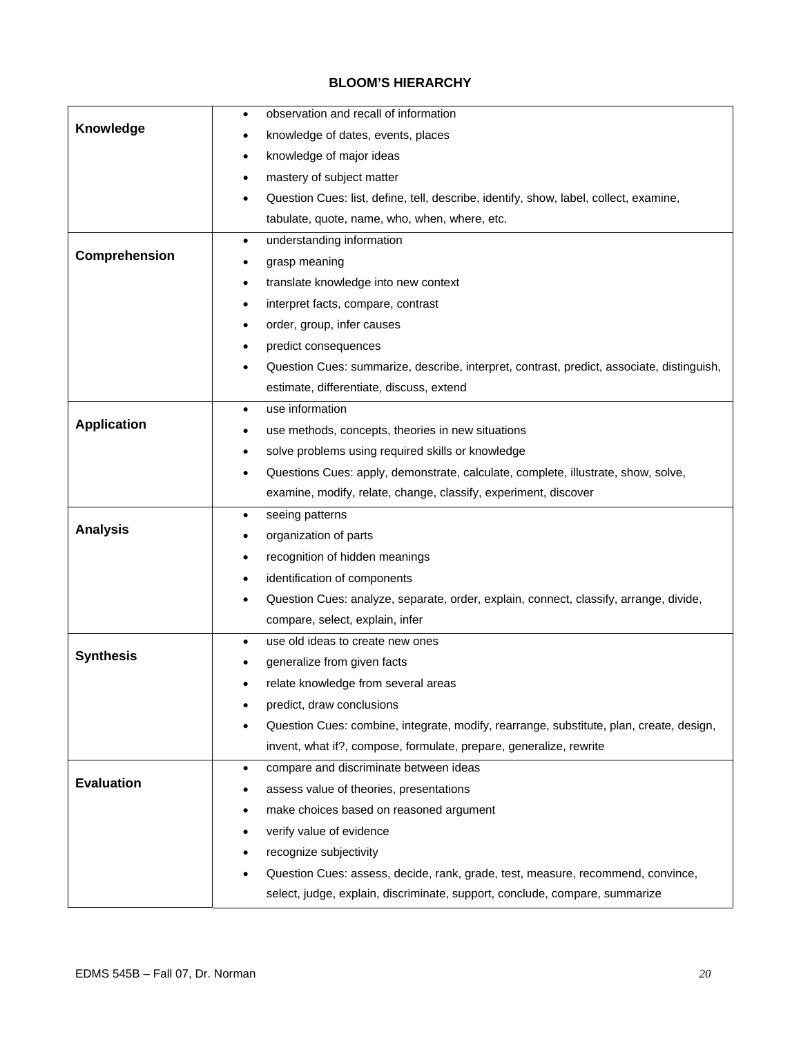# BLOOM'S HIERARCHY

| | |
|---|---|
| **Knowledge** | • observation and recall of information<br>• knowledge of dates, events, places<br>• knowledge of major ideas<br>• mastery of subject matter<br>• Question Cues: list, define, tell, describe, identify, show, label, collect, examine, tabulate, quote, name, who, when, where, etc. |
| **Comprehension** | • understanding information<br>• grasp meaning<br>• translate knowledge into new context<br>• interpret facts, compare, contrast<br>• order, group, infer causes<br>• predict consequences<br>• Question Cues: summarize, describe, interpret, contrast, predict, associate, distinguish, estimate, differentiate, discuss, extend |
| **Application** | • use information<br>• use methods, concepts, theories in new situations<br>• solve problems using required skills or knowledge<br>• Questions Cues: apply, demonstrate, calculate, complete, illustrate, show, solve, examine, modify, relate, change, classify, experiment, discover |
| **Analysis** | • seeing patterns<br>• organization of parts<br>• recognition of hidden meanings<br>• identification of components<br>• Question Cues: analyze, separate, order, explain, connect, classify, arrange, divide, compare, select, explain, infer |
| **Synthesis** | • use old ideas to create new ones<br>• generalize from given facts<br>• relate knowledge from several areas<br>• predict, draw conclusions<br>• Question Cues: combine, integrate, modify, rearrange, substitute, plan, create, design, invent, what if?, compose, formulate, prepare, generalize, rewrite |
| **Evaluation** | • compare and discriminate between ideas<br>• assess value of theories, presentations<br>• make choices based on reasoned argument<br>• verify value of evidence<br>• recognize subjectivity<br>• Question Cues: assess, decide, rank, grade, test, measure, recommend, convince, select, judge, explain, discriminate, support, conclude, compare, summarize |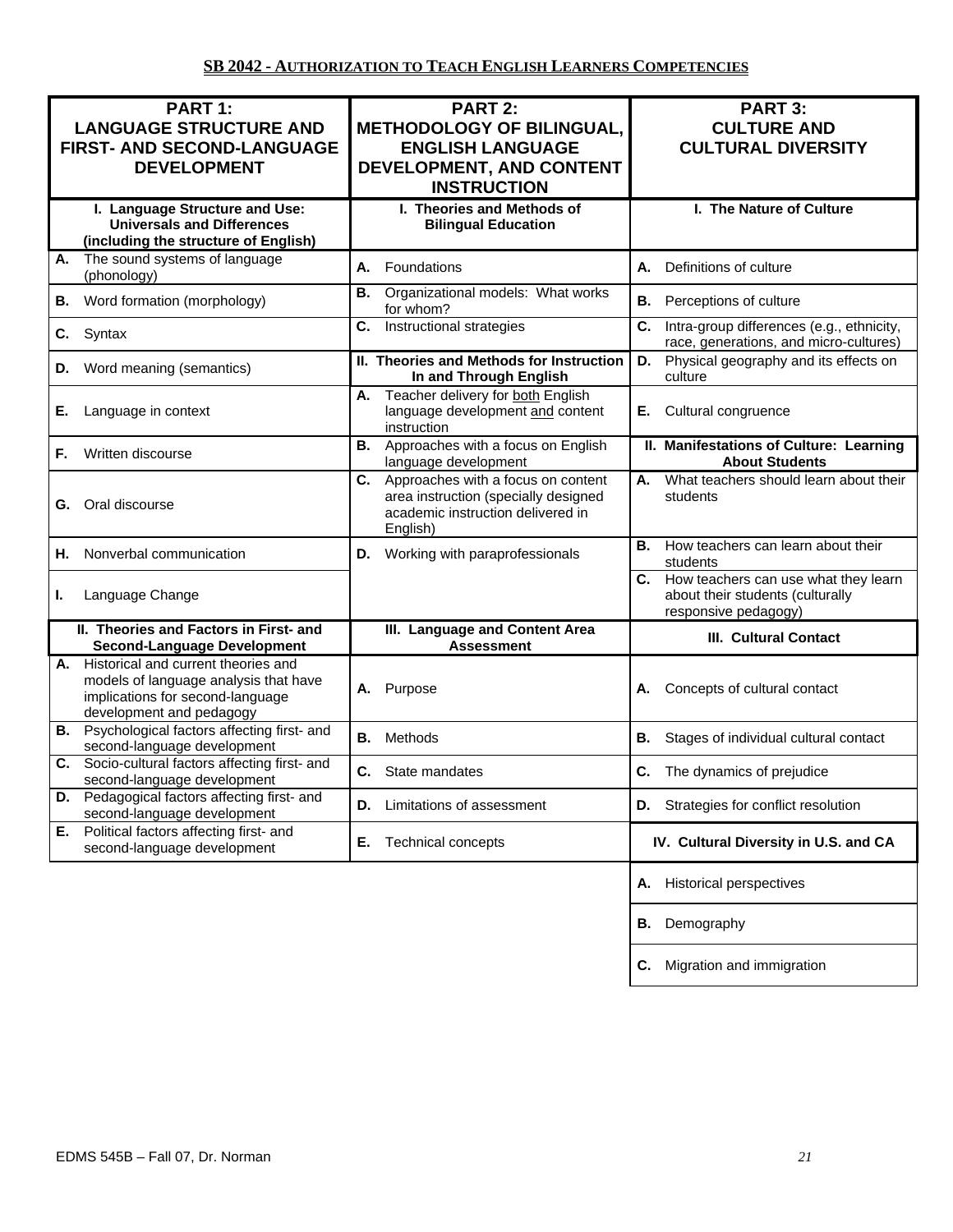**SB 2042 - AUTHORIZATION TO TEACH ENGLISH LEARNERS COMPETENCIES**

| **PART 1: LANGUAGE STRUCTURE AND FIRST- AND SECOND-LANGUAGE DEVELOPMENT** | **PART 2: METHODOLOGY OF BILINGUAL, ENGLISH LANGUAGE DEVELOPMENT, AND CONTENT INSTRUCTION** | **PART 3: CULTURE AND CULTURAL DIVERSITY** |
|---|---|---|
| **I. Language Structure and Use: Universals and Differences (including the structure of English)** | **I. Theories and Methods of Bilingual Education** | **I. The Nature of Culture** |
| **A.** The sound systems of language (phonology) | **A.** Foundations | **A.** Definitions of culture |
| **B.** Word formation (morphology) | **B.** Organizational models: What works for whom? | **B.** Perceptions of culture |
| **C.** Syntax | **C.** Instructional strategies | **C.** Intra-group differences (e.g., ethnicity, race, generations, and micro-cultures) |
| **D.** Word meaning (semantics) | **II. Theories and Methods for Instruction In and Through English** | **D.** Physical geography and its effects on culture |
| **E.** Language in context | **A.** Teacher delivery for both English language development and content instruction | **E.** Cultural congruence |
| **F.** Written discourse | **B.** Approaches with a focus on English language development | **II. Manifestations of Culture: Learning About Students** |
| **G.** Oral discourse | **C.** Approaches with a focus on content area instruction (specially designed academic instruction delivered in English) | **A.** What teachers should learn about their students |
| **H.** Nonverbal communication | **D.** Working with paraprofessionals | **B.** How teachers can learn about their students |
| **I.** Language Change | | **C.** How teachers can use what they learn about their students (culturally responsive pedagogy) |
| **II. Theories and Factors in First- and Second-Language Development** | **III. Language and Content Area Assessment** | **III. Cultural Contact** |
| **A.** Historical and current theories and models of language analysis that have implications for second-language development and pedagogy | **A.** Purpose | **A.** Concepts of cultural contact |
| **B.** Psychological factors affecting first- and second-language development | **B.** Methods | **B.** Stages of individual cultural contact |
| **C.** Socio-cultural factors affecting first- and second-language development | **C.** State mandates | **C.** The dynamics of prejudice |
| **D.** Pedagogical factors affecting first- and second-language development | **D.** Limitations of assessment | **D.** Strategies for conflict resolution |
| **E.** Political factors affecting first- and second-language development | **E.** Technical concepts | **IV. Cultural Diversity in U.S. and CA** |
| | | **A.** Historical perspectives |
| | | **B.** Demography |
| | | **C.** Migration and immigration |

EDMS 545B – Fall 07, Dr. Norman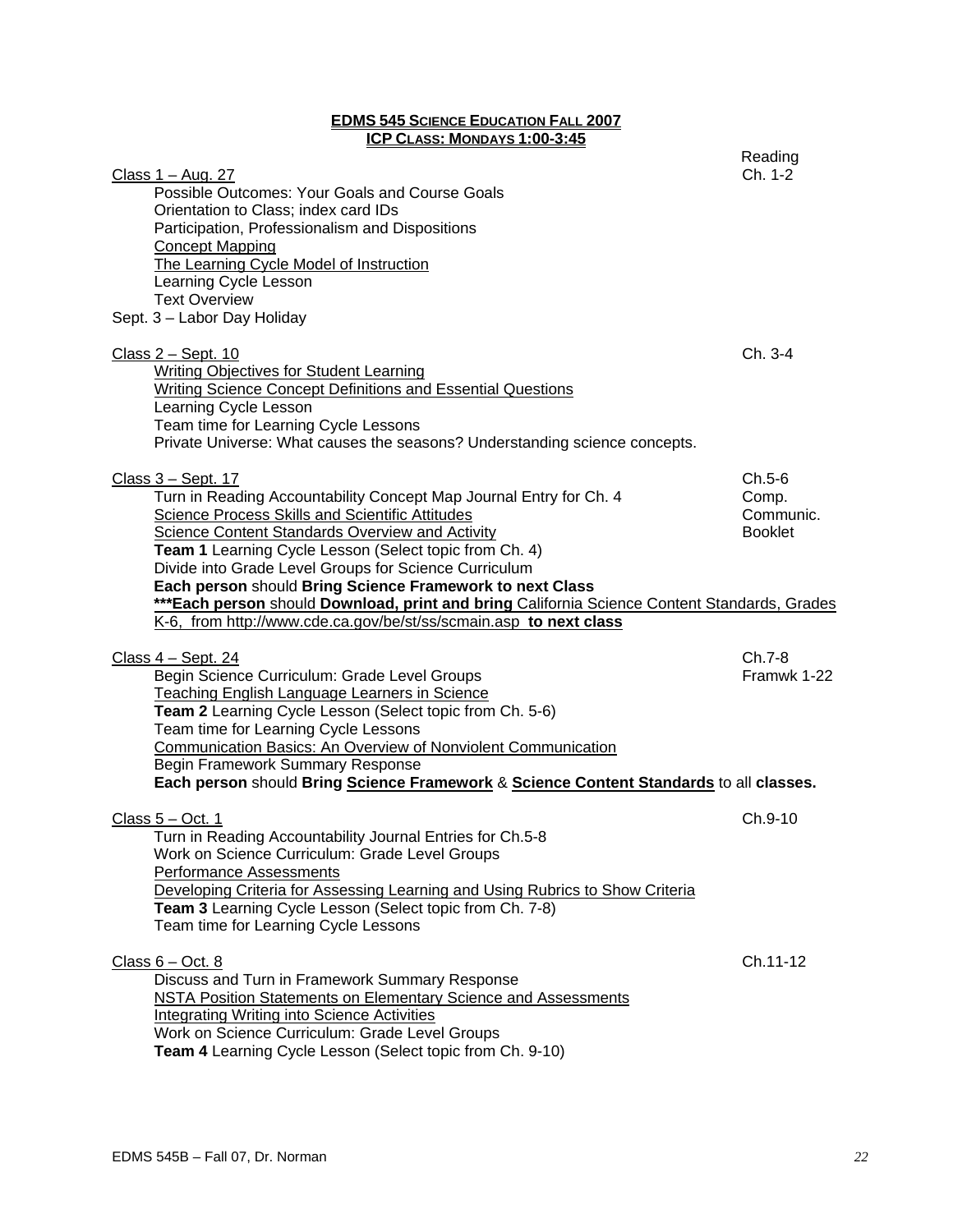**EDMS 545 SCIENCE EDUCATION FALL 2007**
**ICP CLASS: MONDAYS 1:00-3:45**

| Class | Reading |
|---|---|
| Class 1 – Aug. 27 | Ch. 1-2 |
| Class 2 – Sept. 10 | Ch. 3-4 |
| Class 3 – Sept. 17 | Ch.5-6, Comp. Communic. Booklet |
| Class 4 – Sept. 24 | Ch.7-8, Framwk 1-22 |
| Class 5 – Oct. 1 | Ch.9-10 |
| Class 6 – Oct. 8 | Ch.11-12 |

Class 1 – Aug. 27 (Reading: Ch. 1-2)

- Possible Outcomes: Your Goals and Course Goals
- Orientation to Class; index card IDs
- Participation, Professionalism and Dispositions
- Concept Mapping
- The Learning Cycle Model of Instruction
- Learning Cycle Lesson
- Text Overview

Sept. 3 – Labor Day Holiday

Class 2 – Sept. 10 (Reading: Ch. 3-4)

- Writing Objectives for Student Learning
- Writing Science Concept Definitions and Essential Questions
- Learning Cycle Lesson
- Team time for Learning Cycle Lessons
- Private Universe: What causes the seasons? Understanding science concepts.

Class 3 – Sept. 17 (Reading: Ch.5-6, Comp. Communic. Booklet)

- Turn in Reading Accountability Concept Map Journal Entry for Ch. 4
- Science Process Skills and Scientific Attitudes
- Science Content Standards Overview and Activity
- **Team 1** Learning Cycle Lesson (Select topic from Ch. 4)
- Divide into Grade Level Groups for Science Curriculum
- **Each person** should **Bring Science Framework to next Class**
- **\*\*\*Each person** should **Download, print and bring** California Science Content Standards, Grades K-6, from http://www.cde.ca.gov/be/st/ss/scmain.asp **to next class**

Class 4 – Sept. 24 (Reading: Ch.7-8, Framwk 1-22)

- Begin Science Curriculum: Grade Level Groups
- Teaching English Language Learners in Science
- **Team 2** Learning Cycle Lesson (Select topic from Ch. 5-6)
- Team time for Learning Cycle Lessons
- Communication Basics: An Overview of Nonviolent Communication
- Begin Framework Summary Response
- **Each person** should **Bring Science Framework** & **Science Content Standards** to all **classes.**

Class 5 – Oct. 1 (Reading: Ch.9-10)

- Turn in Reading Accountability Journal Entries for Ch.5-8
- Work on Science Curriculum: Grade Level Groups
- Performance Assessments
- Developing Criteria for Assessing Learning and Using Rubrics to Show Criteria
- **Team 3** Learning Cycle Lesson (Select topic from Ch. 7-8)
- Team time for Learning Cycle Lessons

Class 6 – Oct. 8 (Reading: Ch.11-12)

- Discuss and Turn in Framework Summary Response
- NSTA Position Statements on Elementary Science and Assessments
- Integrating Writing into Science Activities
- Work on Science Curriculum: Grade Level Groups
- **Team 4** Learning Cycle Lesson (Select topic from Ch. 9-10)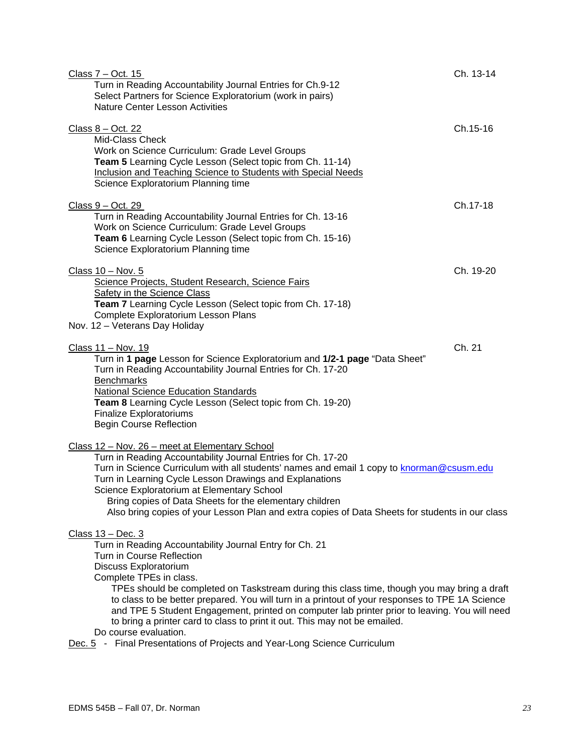<u>Class 7 – Oct. 15</u> Ch. 13-14

Turn in Reading Accountability Journal Entries for Ch.9-12
Select Partners for Science Exploratorium (work in pairs)
Nature Center Lesson Activities

<u>Class 8 – Oct. 22</u> Ch.15-16

Mid-Class Check
Work on Science Curriculum: Grade Level Groups
**Team 5** Learning Cycle Lesson (Select topic from Ch. 11-14)
<u>Inclusion and Teaching Science to Students with Special Needs</u>
Science Exploratorium Planning time

<u>Class 9 – Oct. 29</u> Ch.17-18

Turn in Reading Accountability Journal Entries for Ch. 13-16
Work on Science Curriculum: Grade Level Groups
**Team 6** Learning Cycle Lesson (Select topic from Ch. 15-16)
Science Exploratorium Planning time

<u>Class 10 – Nov. 5</u> Ch. 19-20

<u>Science Projects, Student Research, Science Fairs</u>
<u>Safety in the Science Class</u>
**Team 7** Learning Cycle Lesson (Select topic from Ch. 17-18)
Complete Exploratorium Lesson Plans

Nov. 12 – Veterans Day Holiday

<u>Class 11 – Nov. 19</u> Ch. 21

Turn in **1 page** Lesson for Science Exploratorium and **1/2-1 page** "Data Sheet"
Turn in Reading Accountability Journal Entries for Ch. 17-20
<u>Benchmarks</u>
<u>National Science Education Standards</u>
**Team 8** Learning Cycle Lesson (Select topic from Ch. 19-20)
Finalize Exploratoriums
Begin Course Reflection

<u>Class 12 – Nov. 26 – meet at Elementary School</u>

Turn in Reading Accountability Journal Entries for Ch. 17-20
Turn in Science Curriculum with all students' names and email 1 copy to knorman@csusm.edu
Turn in Learning Cycle Lesson Drawings and Explanations
Science Exploratorium at Elementary School
- Bring copies of Data Sheets for the elementary children
- Also bring copies of your Lesson Plan and extra copies of Data Sheets for students in our class

<u>Class 13 – Dec. 3</u>

Turn in Reading Accountability Journal Entry for Ch. 21
Turn in Course Reflection
Discuss Exploratorium
Complete TPEs in class.

TPEs should be completed on Taskstream during this class time, though you may bring a draft to class to be better prepared. You will turn in a printout of your responses to TPE 1A Science and TPE 5 Student Engagement, printed on computer lab printer prior to leaving. You will need to bring a printer card to class to print it out. This may not be emailed.

Do course evaluation.

<u>Dec. 5</u> - Final Presentations of Projects and Year-Long Science Curriculum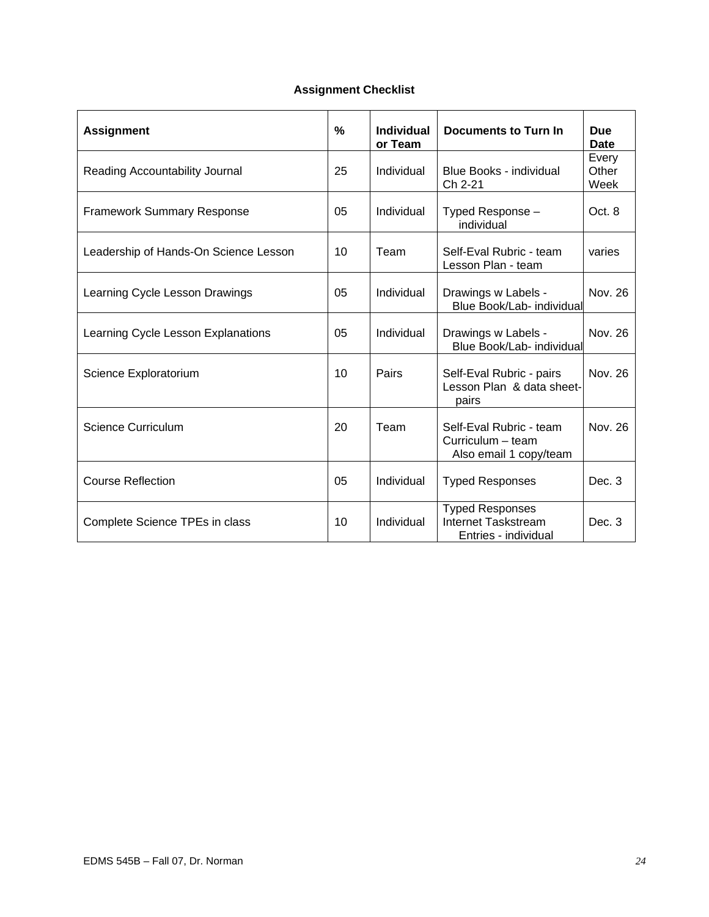**Assignment Checklist**

| Assignment | % | Individual or Team | Documents to Turn In | Due Date |
|---|---|---|---|---|
| Reading Accountability Journal | 25 | Individual | Blue Books - individual Ch 2-21 | Every Other Week |
| Framework Summary Response | 05 | Individual | Typed Response – individual | Oct. 8 |
| Leadership of Hands-On Science Lesson | 10 | Team | Self-Eval Rubric - team Lesson Plan - team | varies |
| Learning Cycle Lesson Drawings | 05 | Individual | Drawings w Labels - Blue Book/Lab- individual | Nov. 26 |
| Learning Cycle Lesson Explanations | 05 | Individual | Drawings w Labels - Blue Book/Lab- individual | Nov. 26 |
| Science Exploratorium | 10 | Pairs | Self-Eval Rubric - pairs Lesson Plan & data sheet-pairs | Nov. 26 |
| Science Curriculum | 20 | Team | Self-Eval Rubric - team Curriculum – team Also email 1 copy/team | Nov. 26 |
| Course Reflection | 05 | Individual | Typed Responses | Dec. 3 |
| Complete Science TPEs in class | 10 | Individual | Typed Responses Internet Taskstream Entries - individual | Dec. 3 |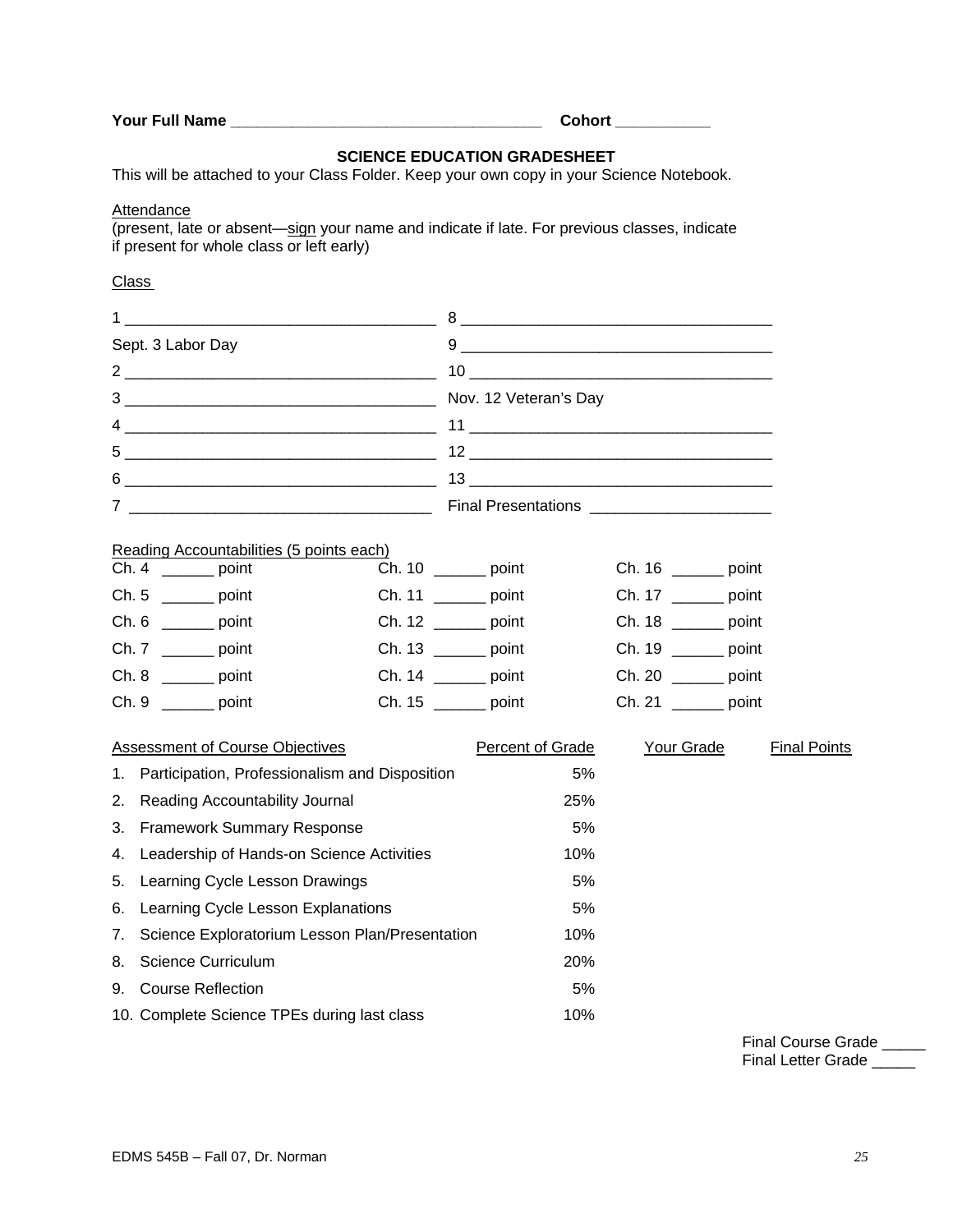**Your Full Name** ___________________________________ **Cohort** __________

## SCIENCE EDUCATION GRADESHEET

This will be attached to your Class Folder. Keep your own copy in your Science Notebook.

Attendance
(present, late or absent—sign your name and indicate if late. For previous classes, indicate if present for whole class or left early)

Class

| | |
|---|---|
| 1 ___________________________________ | 8 ___________________________________ |
| Sept. 3 Labor Day | 9 ___________________________________ |
| 2 ___________________________________ | 10 __________________________________ |
| 3 ___________________________________ | Nov. 12 Veteran's Day |
| 4 ___________________________________ | 11 __________________________________ |
| 5 ___________________________________ | 12 __________________________________ |
| 6 ___________________________________ | 13 __________________________________ |
| 7 ___________________________________ | Final Presentations ____________________ |

Reading Accountabilities (5 points each)

| | | |
|---|---|---|
| Ch. 4 ______ point | Ch. 10 ______ point | Ch. 16 ______ point |
| Ch. 5 ______ point | Ch. 11 ______ point | Ch. 17 ______ point |
| Ch. 6 ______ point | Ch. 12 ______ point | Ch. 18 ______ point |
| Ch. 7 ______ point | Ch. 13 ______ point | Ch. 19 ______ point |
| Ch. 8 ______ point | Ch. 14 ______ point | Ch. 20 ______ point |
| Ch. 9 ______ point | Ch. 15 ______ point | Ch. 21 ______ point |

| Assessment of Course Objectives | Percent of Grade | Your Grade | Final Points |
|---|---|---|---|
| 1. Participation, Professionalism and Disposition | 5% | | |
| 2. Reading Accountability Journal | 25% | | |
| 3. Framework Summary Response | 5% | | |
| 4. Leadership of Hands-on Science Activities | 10% | | |
| 5. Learning Cycle Lesson Drawings | 5% | | |
| 6. Learning Cycle Lesson Explanations | 5% | | |
| 7. Science Exploratorium Lesson Plan/Presentation | 10% | | |
| 8. Science Curriculum | 20% | | |
| 9. Course Reflection | 5% | | |
| 10. Complete Science TPEs during last class | 10% | | |

Final Course Grade _____
Final Letter Grade _____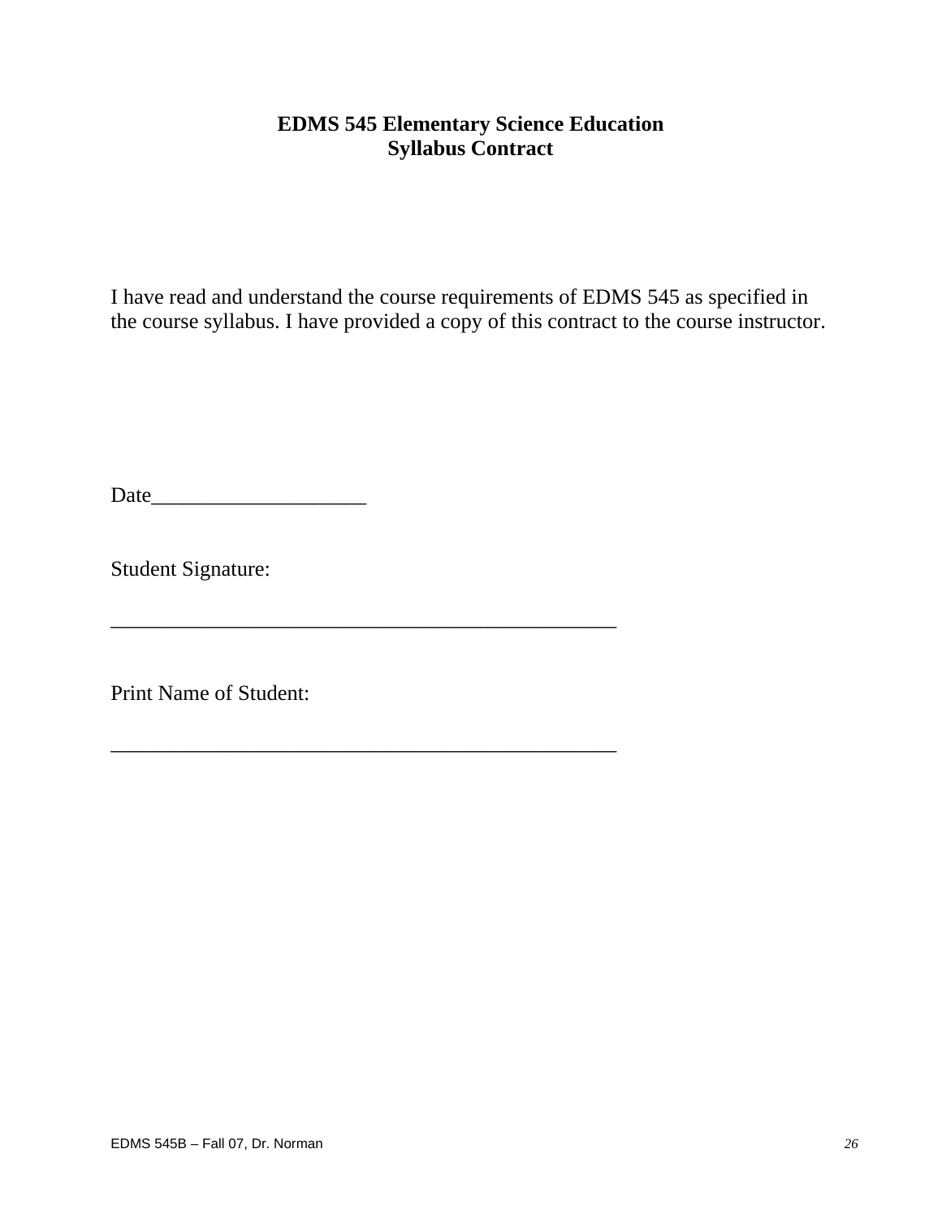**EDMS 545 Elementary Science Education**
**Syllabus Contract**

I have read and understand the course requirements of EDMS 545 as specified in the course syllabus. I have provided a copy of this contract to the course instructor.

Date____________________

Student Signature:

_______________________________________________

Print Name of Student:

_______________________________________________